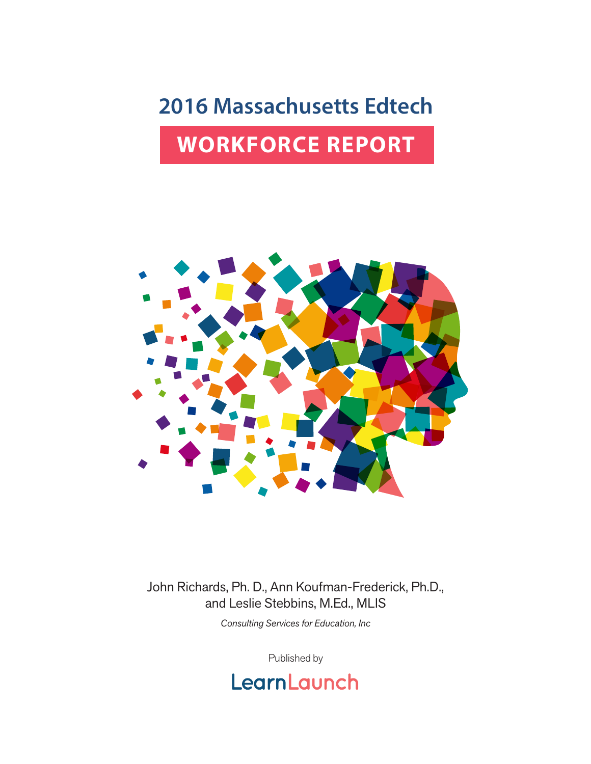# 2016 Massachusetts Edtech

# WORKFORCE REPORT

John Richards, Ph. D., Ann Koufman-Frederick, Ph.D., and Leslie Stebbins, M.Ed., MLIS

*Consulting Services for Education, Inc*

Published by

LearnLaunch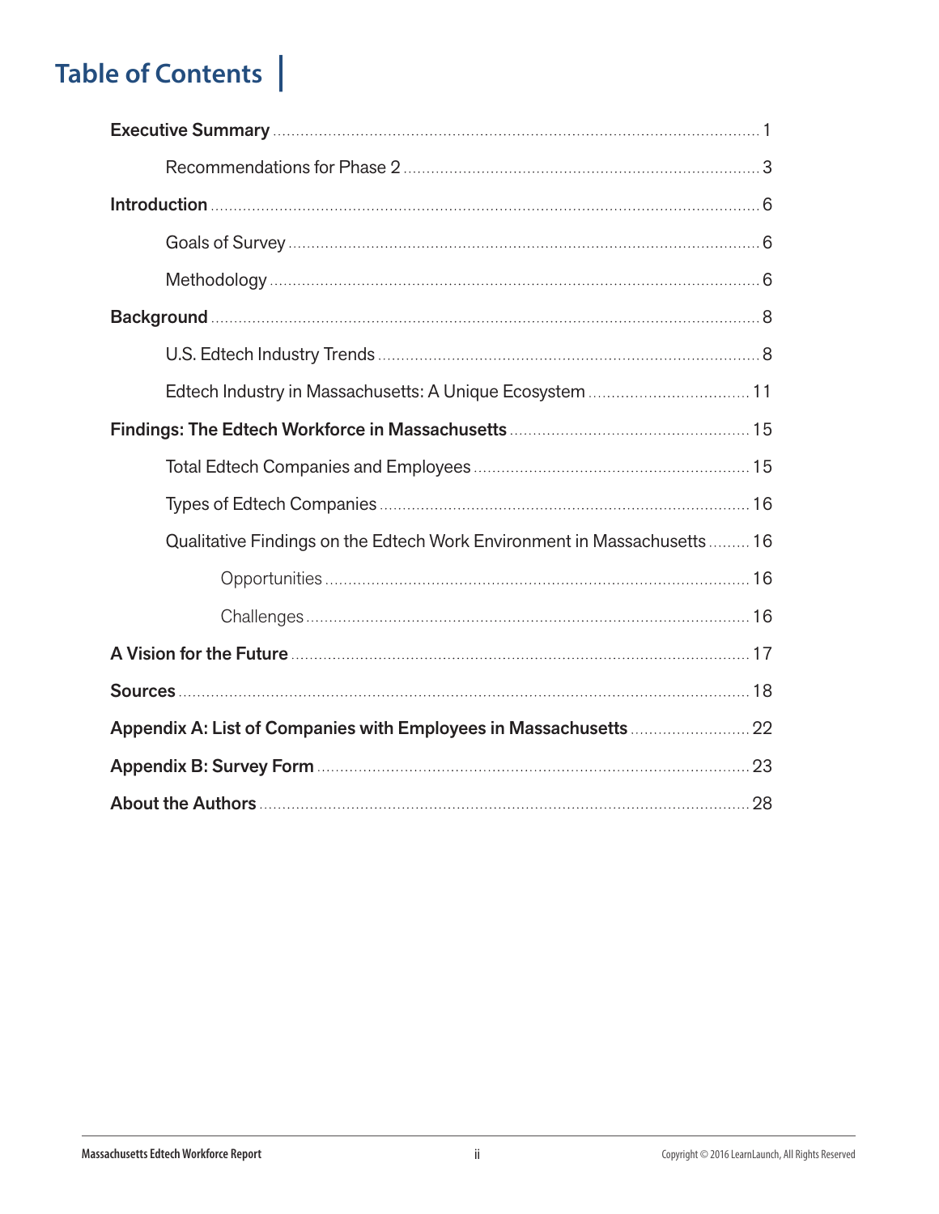# Table of Contents

**Executive Summary** ........ 1

- Recommendations for Phase 2 ........ 3

**Introduction** ........ 6

- Goals of Survey ........ 6
- Methodology ........ 6

**Background** ........ 8

- U.S. Edtech Industry Trends ........ 8
- Edtech Industry in Massachusetts: A Unique Ecosystem ........ 11

**Findings: The Edtech Workforce in Massachusetts** ........ 15

- Total Edtech Companies and Employees ........ 15
- Types of Edtech Companies ........ 16
- Qualitative Findings on the Edtech Work Environment in Massachusetts ........ 16
  - Opportunities ........ 16
  - Challenges ........ 16

**A Vision for the Future** ........ 17

**Sources** ........ 18

**Appendix A: List of Companies with Employees in Massachusetts** ........ 22

**Appendix B: Survey Form** ........ 23

**About the Authors** ........ 28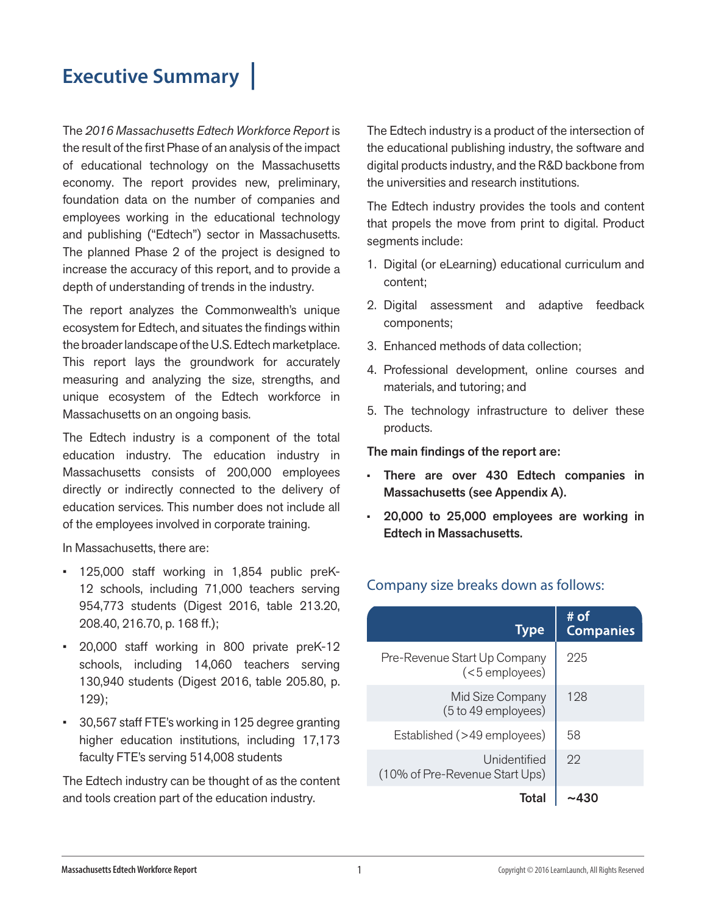# Executive Summary

The *2016 Massachusetts Edtech Workforce Report* is the result of the first Phase of an analysis of the impact of educational technology on the Massachusetts economy. The report provides new, preliminary, foundation data on the number of companies and employees working in the educational technology and publishing ("Edtech") sector in Massachusetts. The planned Phase 2 of the project is designed to increase the accuracy of this report, and to provide a depth of understanding of trends in the industry.

The report analyzes the Commonwealth's unique ecosystem for Edtech, and situates the findings within the broader landscape of the U.S. Edtech marketplace. This report lays the groundwork for accurately measuring and analyzing the size, strengths, and unique ecosystem of the Edtech workforce in Massachusetts on an ongoing basis.

The Edtech industry is a component of the total education industry. The education industry in Massachusetts consists of 200,000 employees directly or indirectly connected to the delivery of education services. This number does not include all of the employees involved in corporate training.

In Massachusetts, there are:

- 125,000 staff working in 1,854 public preK-12 schools, including 71,000 teachers serving 954,773 students (Digest 2016, table 213.20, 208.40, 216.70, p. 168 ff.);
- 20,000 staff working in 800 private preK-12 schools, including 14,060 teachers serving 130,940 students (Digest 2016, table 205.80, p. 129);
- 30,567 staff FTE's working in 125 degree granting higher education institutions, including 17,173 faculty FTE's serving 514,008 students

The Edtech industry can be thought of as the content and tools creation part of the education industry.

The Edtech industry is a product of the intersection of the educational publishing industry, the software and digital products industry, and the R&D backbone from the universities and research institutions.

The Edtech industry provides the tools and content that propels the move from print to digital. Product segments include:

1. Digital (or eLearning) educational curriculum and content;
2. Digital assessment and adaptive feedback components;
3. Enhanced methods of data collection;
4. Professional development, online courses and materials, and tutoring; and
5. The technology infrastructure to deliver these products.

**The main findings of the report are:**

- **There are over 430 Edtech companies in Massachusetts (see Appendix A).**
- **20,000 to 25,000 employees are working in Edtech in Massachusetts.**

## Company size breaks down as follows:

| Type | # of Companies |
|---|---|
| Pre-Revenue Start Up Company (<5 employees) | 225 |
| Mid Size Company (5 to 49 employees) | 128 |
| Established (>49 employees) | 58 |
| Unidentified (10% of Pre-Revenue Start Ups) | 22 |
| **Total** | **~430** |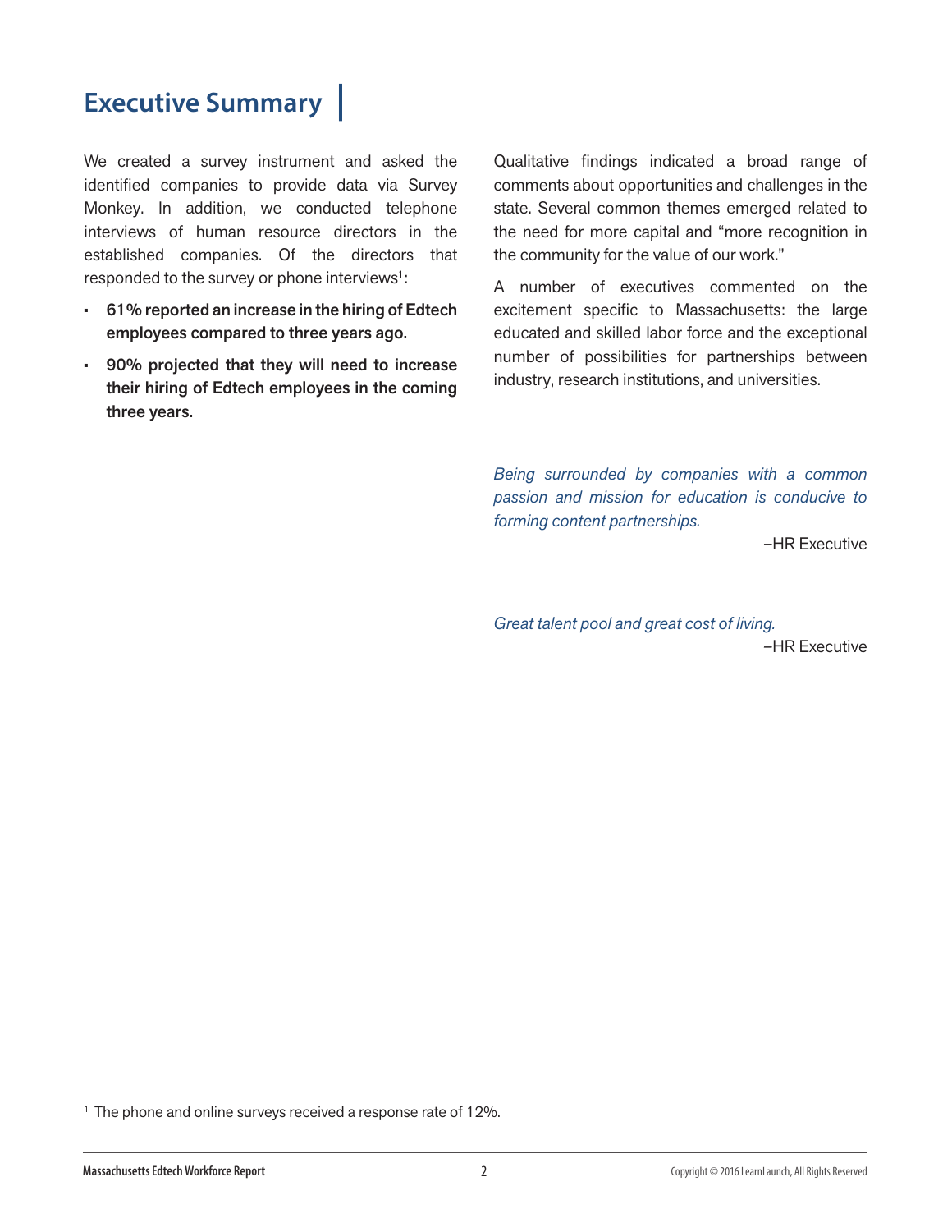# Executive Summary

We created a survey instrument and asked the identified companies to provide data via Survey Monkey. In addition, we conducted telephone interviews of human resource directors in the established companies. Of the directors that responded to the survey or phone interviews[1]:

- **61% reported an increase in the hiring of Edtech employees compared to three years ago.**
- **90% projected that they will need to increase their hiring of Edtech employees in the coming three years.**

Qualitative findings indicated a broad range of comments about opportunities and challenges in the state. Several common themes emerged related to the need for more capital and "more recognition in the community for the value of our work."

A number of executives commented on the excitement specific to Massachusetts: the large educated and skilled labor force and the exceptional number of possibilities for partnerships between industry, research institutions, and universities.

*Being surrounded by companies with a common passion and mission for education is conducive to forming content partnerships.*

–HR Executive

*Great talent pool and great cost of living.*

–HR Executive

[1] The phone and online surveys received a response rate of 12%.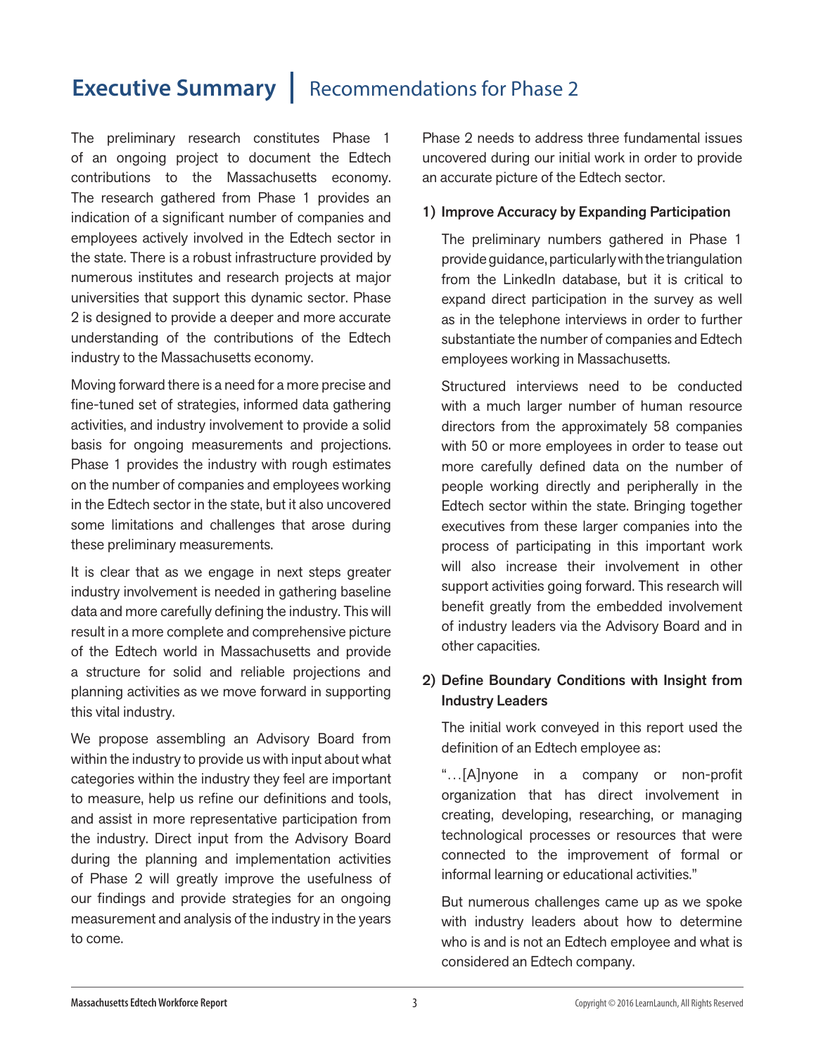# **Executive Summary** | Recommendations for Phase 2

The preliminary research constitutes Phase 1 of an ongoing project to document the Edtech contributions to the Massachusetts economy. The research gathered from Phase 1 provides an indication of a significant number of companies and employees actively involved in the Edtech sector in the state. There is a robust infrastructure provided by numerous institutes and research projects at major universities that support this dynamic sector. Phase 2 is designed to provide a deeper and more accurate understanding of the contributions of the Edtech industry to the Massachusetts economy.

Moving forward there is a need for a more precise and fine-tuned set of strategies, informed data gathering activities, and industry involvement to provide a solid basis for ongoing measurements and projections. Phase 1 provides the industry with rough estimates on the number of companies and employees working in the Edtech sector in the state, but it also uncovered some limitations and challenges that arose during these preliminary measurements.

It is clear that as we engage in next steps greater industry involvement is needed in gathering baseline data and more carefully defining the industry. This will result in a more complete and comprehensive picture of the Edtech world in Massachusetts and provide a structure for solid and reliable projections and planning activities as we move forward in supporting this vital industry.

We propose assembling an Advisory Board from within the industry to provide us with input about what categories within the industry they feel are important to measure, help us refine our definitions and tools, and assist in more representative participation from the industry. Direct input from the Advisory Board during the planning and implementation activities of Phase 2 will greatly improve the usefulness of our findings and provide strategies for an ongoing measurement and analysis of the industry in the years to come.

Phase 2 needs to address three fundamental issues uncovered during our initial work in order to provide an accurate picture of the Edtech sector.

**1) Improve Accuracy by Expanding Participation**

The preliminary numbers gathered in Phase 1 provide guidance, particularly with the triangulation from the LinkedIn database, but it is critical to expand direct participation in the survey as well as in the telephone interviews in order to further substantiate the number of companies and Edtech employees working in Massachusetts.

Structured interviews need to be conducted with a much larger number of human resource directors from the approximately 58 companies with 50 or more employees in order to tease out more carefully defined data on the number of people working directly and peripherally in the Edtech sector within the state. Bringing together executives from these larger companies into the process of participating in this important work will also increase their involvement in other support activities going forward. This research will benefit greatly from the embedded involvement of industry leaders via the Advisory Board and in other capacities.

**2) Define Boundary Conditions with Insight from Industry Leaders**

The initial work conveyed in this report used the definition of an Edtech employee as:

"…[A]nyone in a company or non-profit organization that has direct involvement in creating, developing, researching, or managing technological processes or resources that were connected to the improvement of formal or informal learning or educational activities."

But numerous challenges came up as we spoke with industry leaders about how to determine who is and is not an Edtech employee and what is considered an Edtech company.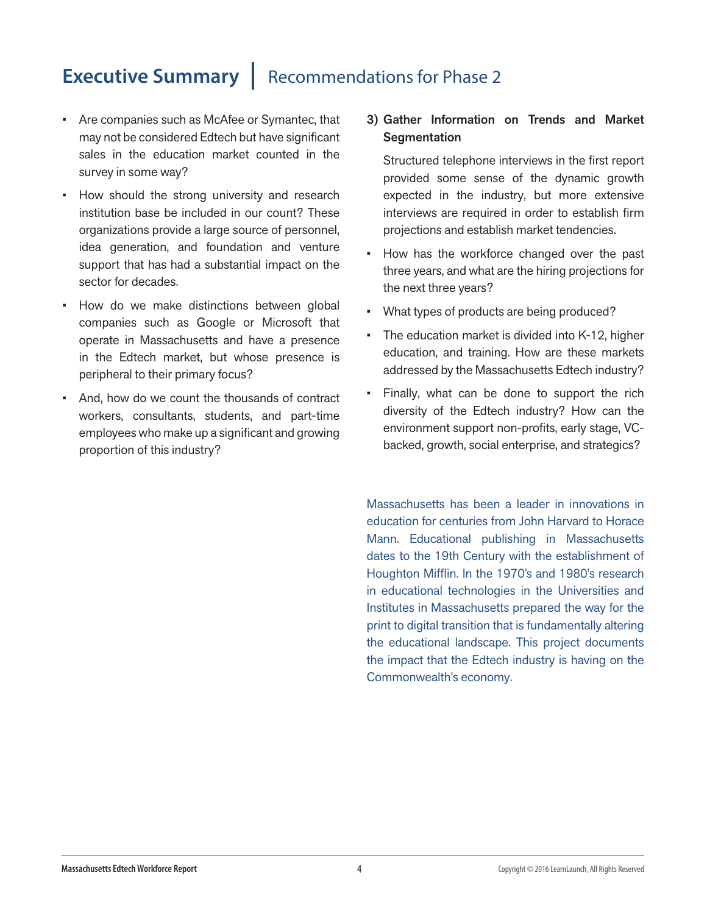# Executive Summary | Recommendations for Phase 2

- Are companies such as McAfee or Symantec, that may not be considered Edtech but have significant sales in the education market counted in the survey in some way?
- How should the strong university and research institution base be included in our count? These organizations provide a large source of personnel, idea generation, and foundation and venture support that has had a substantial impact on the sector for decades.
- How do we make distinctions between global companies such as Google or Microsoft that operate in Massachusetts and have a presence in the Edtech market, but whose presence is peripheral to their primary focus?
- And, how do we count the thousands of contract workers, consultants, students, and part-time employees who make up a significant and growing proportion of this industry?

**3) Gather Information on Trends and Market Segmentation**

Structured telephone interviews in the first report provided some sense of the dynamic growth expected in the industry, but more extensive interviews are required in order to establish firm projections and establish market tendencies.

- How has the workforce changed over the past three years, and what are the hiring projections for the next three years?
- What types of products are being produced?
- The education market is divided into K-12, higher education, and training. How are these markets addressed by the Massachusetts Edtech industry?
- Finally, what can be done to support the rich diversity of the Edtech industry? How can the environment support non-profits, early stage, VC-backed, growth, social enterprise, and strategics?

Massachusetts has been a leader in innovations in education for centuries from John Harvard to Horace Mann. Educational publishing in Massachusetts dates to the 19th Century with the establishment of Houghton Mifflin. In the 1970's and 1980's research in educational technologies in the Universities and Institutes in Massachusetts prepared the way for the print to digital transition that is fundamentally altering the educational landscape. This project documents the impact that the Edtech industry is having on the Commonwealth's economy.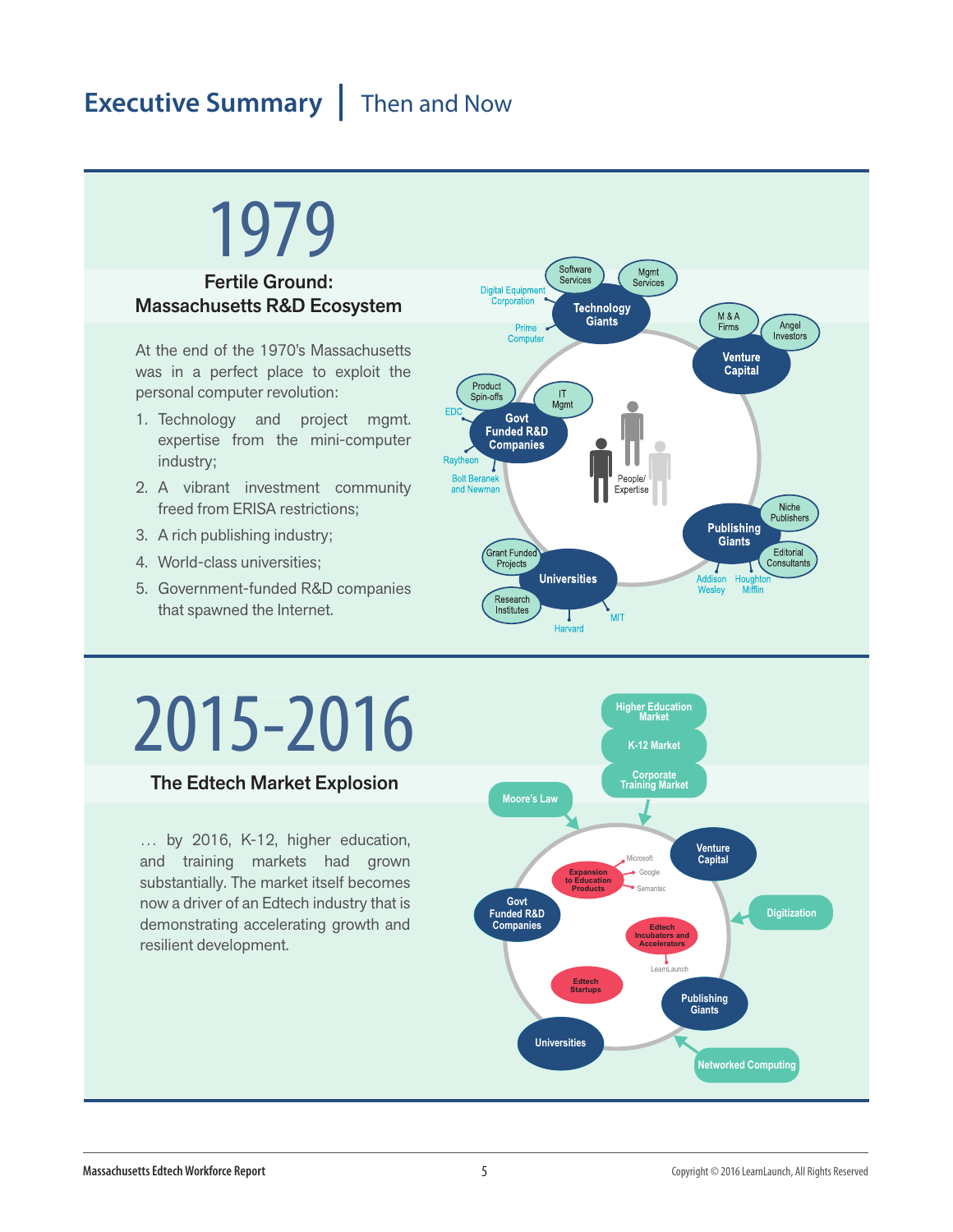# Executive Summary | Then and Now

## 1979

### Fertile Ground: Massachusetts R&D Ecosystem

At the end of the 1970's Massachusetts was in a perfect place to exploit the personal computer revolution:

1. Technology and project mgmt. expertise from the mini-computer industry;
2. A vibrant investment community freed from ERISA restrictions;
3. A rich publishing industry;
4. World-class universities;
5. Government-funded R&D companies that spawned the Internet.

## 2015-2016

### The Edtech Market Explosion

… by 2016, K-12, higher education, and training markets had grown substantially. The market itself becomes now a driver of an Edtech industry that is demonstrating accelerating growth and resilient development.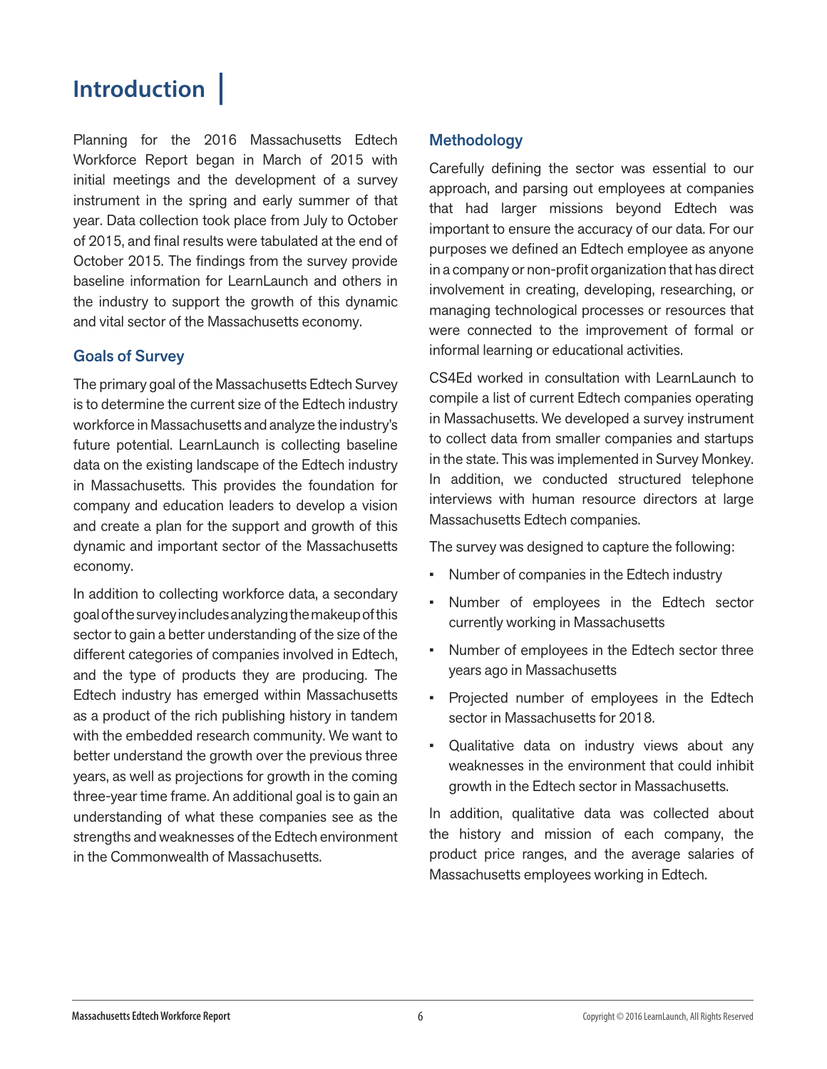# Introduction

Planning for the 2016 Massachusetts Edtech Workforce Report began in March of 2015 with initial meetings and the development of a survey instrument in the spring and early summer of that year. Data collection took place from July to October of 2015, and final results were tabulated at the end of October 2015. The findings from the survey provide baseline information for LearnLaunch and others in the industry to support the growth of this dynamic and vital sector of the Massachusetts economy.

## Goals of Survey

The primary goal of the Massachusetts Edtech Survey is to determine the current size of the Edtech industry workforce in Massachusetts and analyze the industry's future potential. LearnLaunch is collecting baseline data on the existing landscape of the Edtech industry in Massachusetts. This provides the foundation for company and education leaders to develop a vision and create a plan for the support and growth of this dynamic and important sector of the Massachusetts economy.

In addition to collecting workforce data, a secondary goal of the survey includes analyzing the makeup of this sector to gain a better understanding of the size of the different categories of companies involved in Edtech, and the type of products they are producing. The Edtech industry has emerged within Massachusetts as a product of the rich publishing history in tandem with the embedded research community. We want to better understand the growth over the previous three years, as well as projections for growth in the coming three-year time frame. An additional goal is to gain an understanding of what these companies see as the strengths and weaknesses of the Edtech environment in the Commonwealth of Massachusetts.

## Methodology

Carefully defining the sector was essential to our approach, and parsing out employees at companies that had larger missions beyond Edtech was important to ensure the accuracy of our data. For our purposes we defined an Edtech employee as anyone in a company or non-profit organization that has direct involvement in creating, developing, researching, or managing technological processes or resources that were connected to the improvement of formal or informal learning or educational activities.

CS4Ed worked in consultation with LearnLaunch to compile a list of current Edtech companies operating in Massachusetts. We developed a survey instrument to collect data from smaller companies and startups in the state. This was implemented in Survey Monkey. In addition, we conducted structured telephone interviews with human resource directors at large Massachusetts Edtech companies.

The survey was designed to capture the following:

- Number of companies in the Edtech industry
- Number of employees in the Edtech sector currently working in Massachusetts
- Number of employees in the Edtech sector three years ago in Massachusetts
- Projected number of employees in the Edtech sector in Massachusetts for 2018.
- Qualitative data on industry views about any weaknesses in the environment that could inhibit growth in the Edtech sector in Massachusetts.

In addition, qualitative data was collected about the history and mission of each company, the product price ranges, and the average salaries of Massachusetts employees working in Edtech.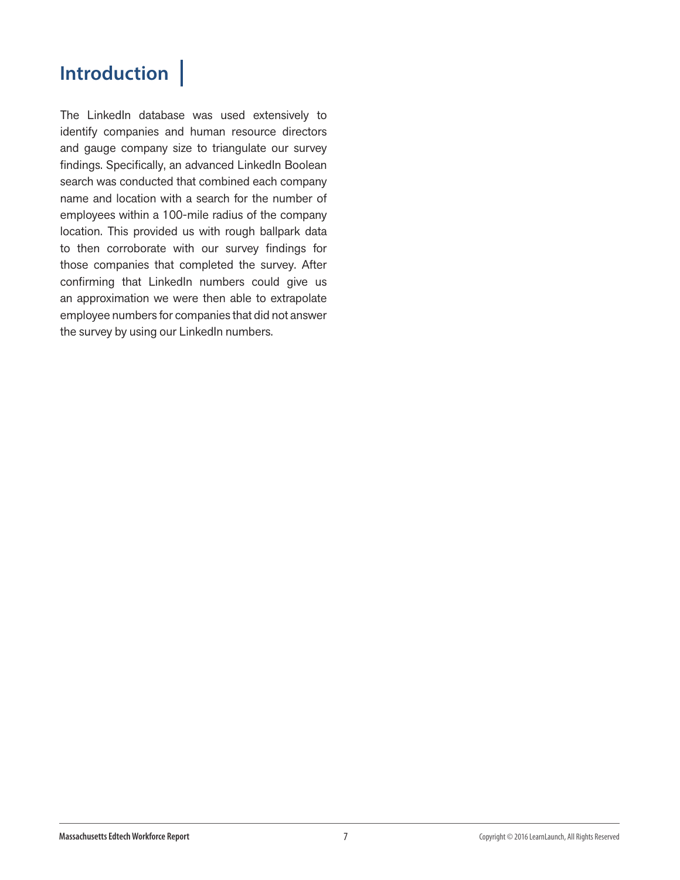## Introduction

The LinkedIn database was used extensively to identify companies and human resource directors and gauge company size to triangulate our survey findings. Specifically, an advanced LinkedIn Boolean search was conducted that combined each company name and location with a search for the number of employees within a 100-mile radius of the company location. This provided us with rough ballpark data to then corroborate with our survey findings for those companies that completed the survey. After confirming that LinkedIn numbers could give us an approximation we were then able to extrapolate employee numbers for companies that did not answer the survey by using our LinkedIn numbers.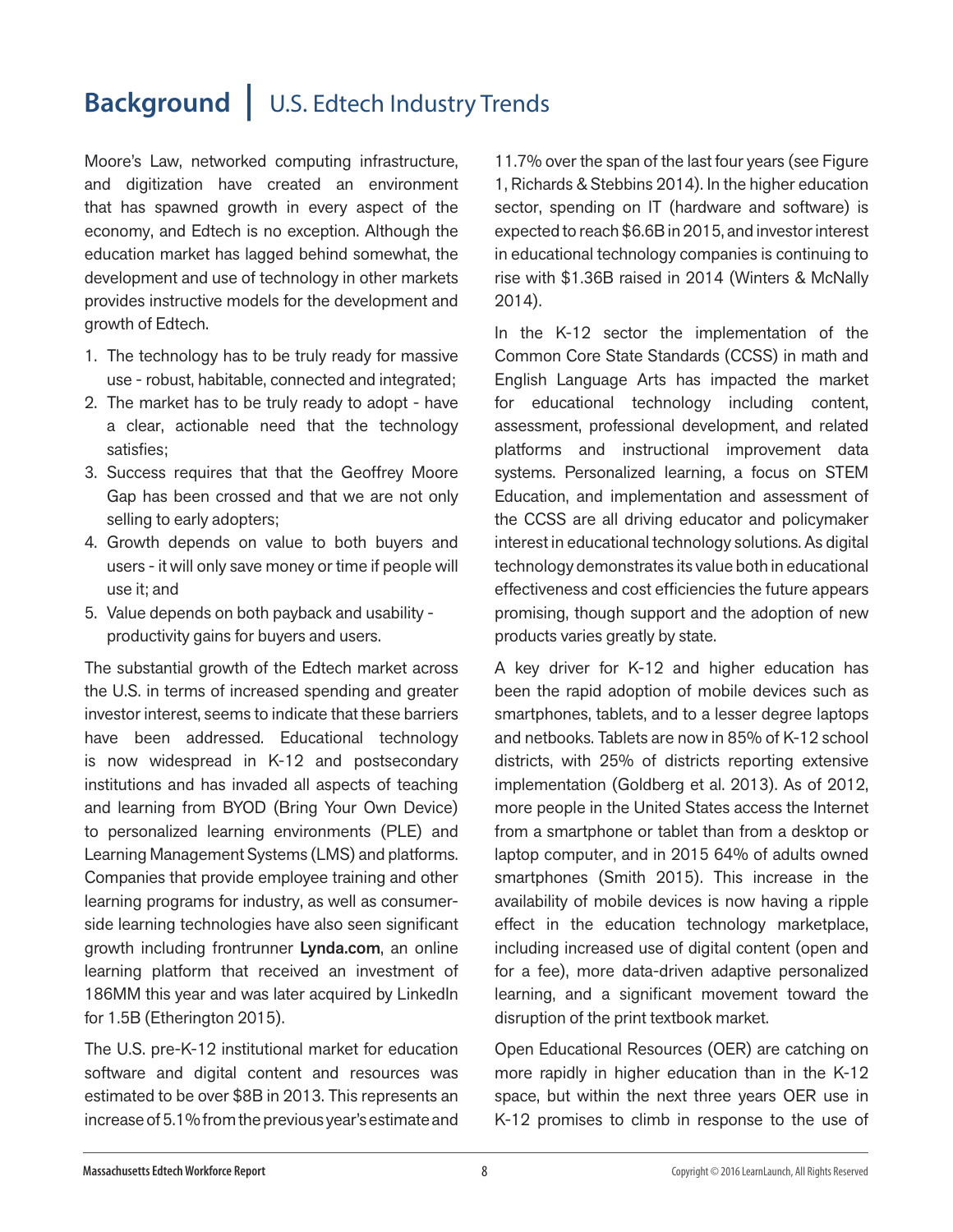# Background | U.S. Edtech Industry Trends

Moore's Law, networked computing infrastructure, and digitization have created an environment that has spawned growth in every aspect of the economy, and Edtech is no exception. Although the education market has lagged behind somewhat, the development and use of technology in other markets provides instructive models for the development and growth of Edtech.

1. The technology has to be truly ready for massive use - robust, habitable, connected and integrated;
2. The market has to be truly ready to adopt - have a clear, actionable need that the technology satisfies;
3. Success requires that that the Geoffrey Moore Gap has been crossed and that we are not only selling to early adopters;
4. Growth depends on value to both buyers and users - it will only save money or time if people will use it; and
5. Value depends on both payback and usability - productivity gains for buyers and users.

The substantial growth of the Edtech market across the U.S. in terms of increased spending and greater investor interest, seems to indicate that these barriers have been addressed. Educational technology is now widespread in K-12 and postsecondary institutions and has invaded all aspects of teaching and learning from BYOD (Bring Your Own Device) to personalized learning environments (PLE) and Learning Management Systems (LMS) and platforms. Companies that provide employee training and other learning programs for industry, as well as consumer-side learning technologies have also seen significant growth including frontrunner **Lynda.com**, an online learning platform that received an investment of 186MM this year and was later acquired by LinkedIn for 1.5B (Etherington 2015).

The U.S. pre-K-12 institutional market for education software and digital content and resources was estimated to be over $8B in 2013. This represents an increase of 5.1% from the previous year's estimate and 11.7% over the span of the last four years (see Figure 1, Richards & Stebbins 2014). In the higher education sector, spending on IT (hardware and software) is expected to reach $6.6B in 2015, and investor interest in educational technology companies is continuing to rise with $1.36B raised in 2014 (Winters & McNally 2014).

In the K-12 sector the implementation of the Common Core State Standards (CCSS) in math and English Language Arts has impacted the market for educational technology including content, assessment, professional development, and related platforms and instructional improvement data systems. Personalized learning, a focus on STEM Education, and implementation and assessment of the CCSS are all driving educator and policymaker interest in educational technology solutions. As digital technology demonstrates its value both in educational effectiveness and cost efficiencies the future appears promising, though support and the adoption of new products varies greatly by state.

A key driver for K-12 and higher education has been the rapid adoption of mobile devices such as smartphones, tablets, and to a lesser degree laptops and netbooks. Tablets are now in 85% of K-12 school districts, with 25% of districts reporting extensive implementation (Goldberg et al. 2013). As of 2012, more people in the United States access the Internet from a smartphone or tablet than from a desktop or laptop computer, and in 2015 64% of adults owned smartphones (Smith 2015). This increase in the availability of mobile devices is now having a ripple effect in the education technology marketplace, including increased use of digital content (open and for a fee), more data-driven adaptive personalized learning, and a significant movement toward the disruption of the print textbook market.

Open Educational Resources (OER) are catching on more rapidly in higher education than in the K-12 space, but within the next three years OER use in K-12 promises to climb in response to the use of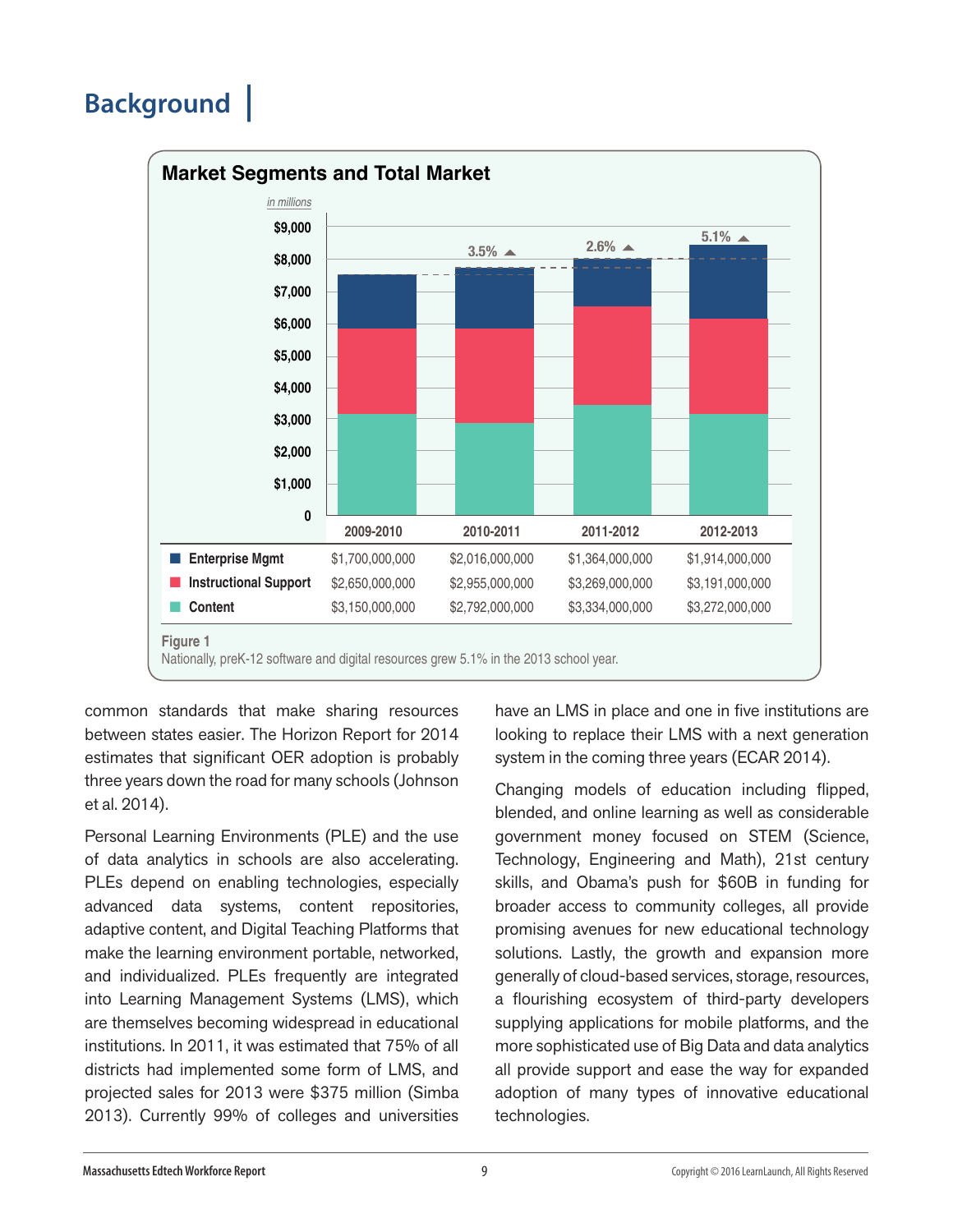## Background

**Market Segments and Total Market**

*in millions*

| | 2009-2010 | 2010-2011 | 2011-2012 | 2012-2013 |
|---|---|---|---|---|
| Growth | | 3.5% ▲ | 2.6% ▲ | 5.1% ▲ |
| Enterprise Mgmt | $1,700,000,000 | $2,016,000,000 | $1,364,000,000 | $1,914,000,000 |
| Instructional Support | $2,650,000,000 | $2,955,000,000 | $3,269,000,000 | $3,191,000,000 |
| Content | $3,150,000,000 | $2,792,000,000 | $3,334,000,000 | $3,272,000,000 |

**Figure 1**
Nationally, preK-12 software and digital resources grew 5.1% in the 2013 school year.

common standards that make sharing resources between states easier. The Horizon Report for 2014 estimates that significant OER adoption is probably three years down the road for many schools (Johnson et al. 2014).

Personal Learning Environments (PLE) and the use of data analytics in schools are also accelerating. PLEs depend on enabling technologies, especially advanced data systems, content repositories, adaptive content, and Digital Teaching Platforms that make the learning environment portable, networked, and individualized. PLEs frequently are integrated into Learning Management Systems (LMS), which are themselves becoming widespread in educational institutions. In 2011, it was estimated that 75% of all districts had implemented some form of LMS, and projected sales for 2013 were $375 million (Simba 2013). Currently 99% of colleges and universities have an LMS in place and one in five institutions are looking to replace their LMS with a next generation system in the coming three years (ECAR 2014).

Changing models of education including flipped, blended, and online learning as well as considerable government money focused on STEM (Science, Technology, Engineering and Math), 21st century skills, and Obama's push for $60B in funding for broader access to community colleges, all provide promising avenues for new educational technology solutions. Lastly, the growth and expansion more generally of cloud-based services, storage, resources, a flourishing ecosystem of third-party developers supplying applications for mobile platforms, and the more sophisticated use of Big Data and data analytics all provide support and ease the way for expanded adoption of many types of innovative educational technologies.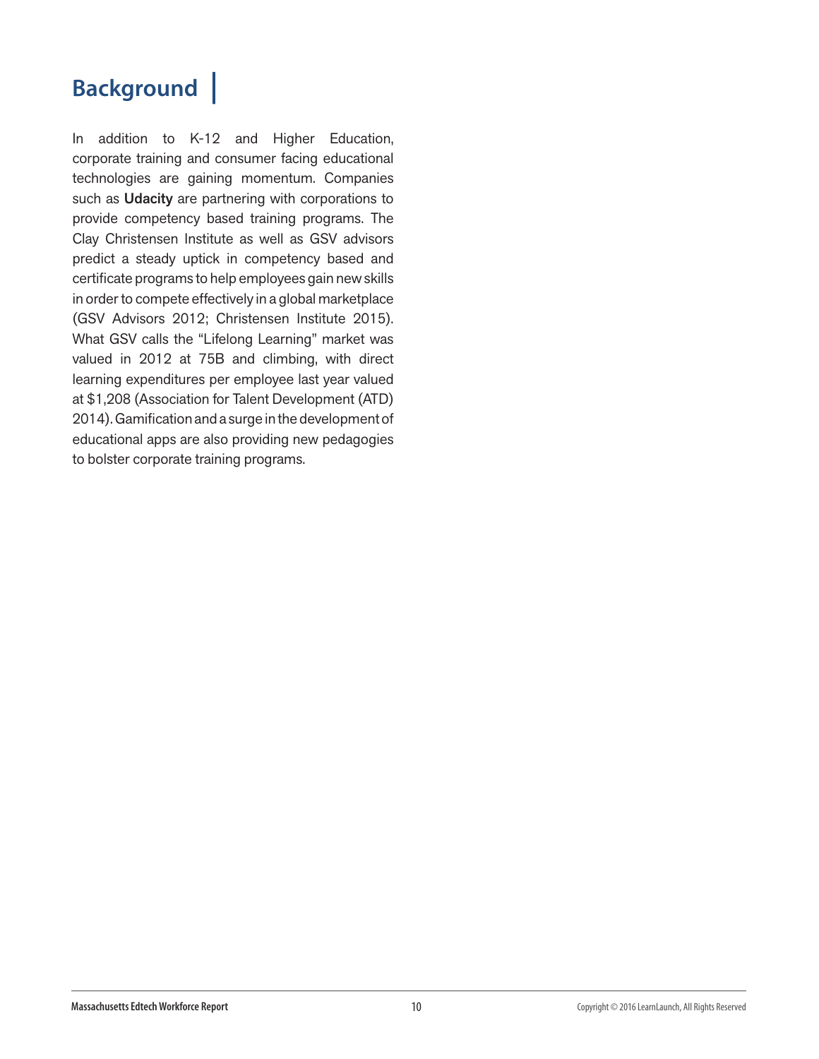## Background

In addition to K-12 and Higher Education, corporate training and consumer facing educational technologies are gaining momentum. Companies such as **Udacity** are partnering with corporations to provide competency based training programs. The Clay Christensen Institute as well as GSV advisors predict a steady uptick in competency based and certificate programs to help employees gain new skills in order to compete effectively in a global marketplace (GSV Advisors 2012; Christensen Institute 2015). What GSV calls the "Lifelong Learning" market was valued in 2012 at 75B and climbing, with direct learning expenditures per employee last year valued at $1,208 (Association for Talent Development (ATD) 2014). Gamification and a surge in the development of educational apps are also providing new pedagogies to bolster corporate training programs.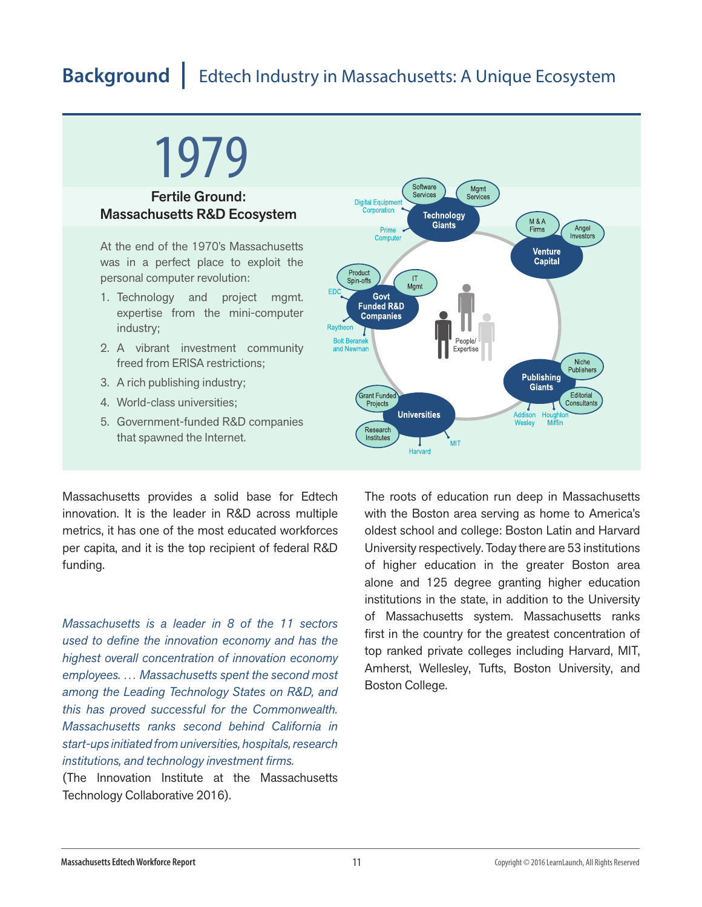# Background | Edtech Industry in Massachusetts: A Unique Ecosystem

## 1979

### Fertile Ground: Massachusetts R&D Ecosystem

At the end of the 1970's Massachusetts was in a perfect place to exploit the personal computer revolution:

1. Technology and project mgmt. expertise from the mini-computer industry;
2. A vibrant investment community freed from ERISA restrictions;
3. A rich publishing industry;
4. World-class universities;
5. Government-funded R&D companies that spawned the Internet.

Technology Giants: Software Services, Mgmt Services, Digital Equipment Corporation, Prime Computer

Venture Capital: M & A Firms, Angel Investors

Govt Funded R&D Companies: Product Spin-offs, IT Mgmt, EDC, Raytheon, Bolt Beranek and Newman

People/ Expertise

Publishing Giants: Niche Publishers, Editorial Consultants, Addison Wesley, Houghton Mifflin

Universities: Grant Funded Projects, Research Institutes, Harvard, MIT

Massachusetts provides a solid base for Edtech innovation. It is the leader in R&D across multiple metrics, it has one of the most educated workforces per capita, and it is the top recipient of federal R&D funding.

*Massachusetts is a leader in 8 of the 11 sectors used to define the innovation economy and has the highest overall concentration of innovation economy employees. … Massachusetts spent the second most among the Leading Technology States on R&D, and this has proved successful for the Commonwealth. Massachusetts ranks second behind California in start-ups initiated from universities, hospitals, research institutions, and technology investment firms.*

(The Innovation Institute at the Massachusetts Technology Collaborative 2016).

The roots of education run deep in Massachusetts with the Boston area serving as home to America's oldest school and college: Boston Latin and Harvard University respectively. Today there are 53 institutions of higher education in the greater Boston area alone and 125 degree granting higher education institutions in the state, in addition to the University of Massachusetts system. Massachusetts ranks first in the country for the greatest concentration of top ranked private colleges including Harvard, MIT, Amherst, Wellesley, Tufts, Boston University, and Boston College.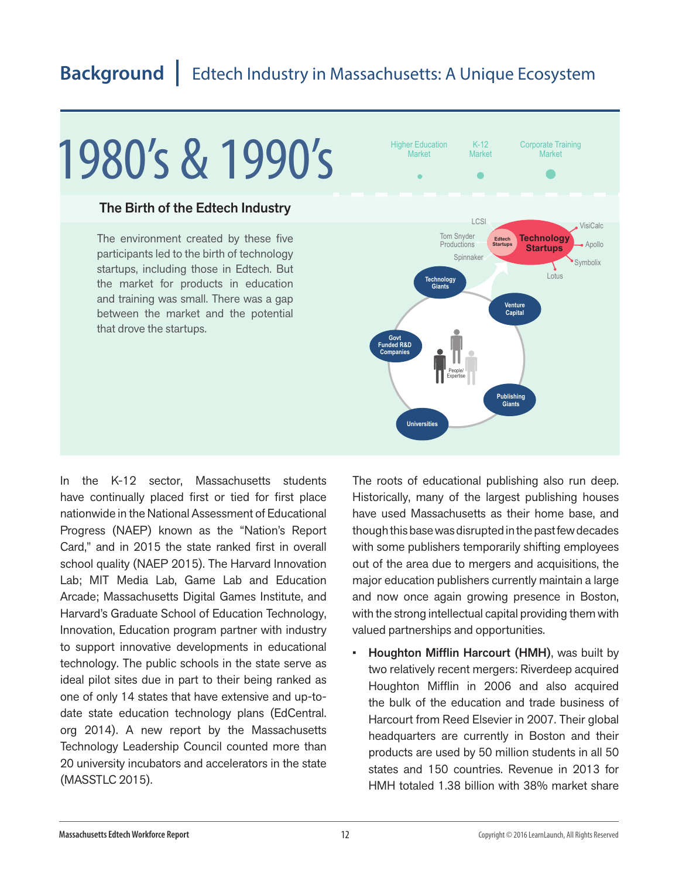# Background | Edtech Industry in Massachusetts: A Unique Ecosystem

## 1980's & 1990's

### The Birth of the Edtech Industry

The environment created by these five participants led to the birth of technology startups, including those in Edtech. But the market for products in education and training was small. There was a gap between the market and the potential that drove the startups.

In the K-12 sector, Massachusetts students have continually placed first or tied for first place nationwide in the National Assessment of Educational Progress (NAEP) known as the "Nation's Report Card," and in 2015 the state ranked first in overall school quality (NAEP 2015). The Harvard Innovation Lab; MIT Media Lab, Game Lab and Education Arcade; Massachusetts Digital Games Institute, and Harvard's Graduate School of Education Technology, Innovation, Education program partner with industry to support innovative developments in educational technology. The public schools in the state serve as ideal pilot sites due in part to their being ranked as one of only 14 states that have extensive and up-to-date state education technology plans (EdCentral.org 2014). A new report by the Massachusetts Technology Leadership Council counted more than 20 university incubators and accelerators in the state (MASSTLC 2015).

The roots of educational publishing also run deep. Historically, many of the largest publishing houses have used Massachusetts as their home base, and though this base was disrupted in the past few decades with some publishers temporarily shifting employees out of the area due to mergers and acquisitions, the major education publishers currently maintain a large and now once again growing presence in Boston, with the strong intellectual capital providing them with valued partnerships and opportunities.

- **Houghton Mifflin Harcourt (HMH)**, was built by two relatively recent mergers: Riverdeep acquired Houghton Mifflin in 2006 and also acquired the bulk of the education and trade business of Harcourt from Reed Elsevier in 2007. Their global headquarters are currently in Boston and their products are used by 50 million students in all 50 states and 150 countries. Revenue in 2013 for HMH totaled 1.38 billion with 38% market share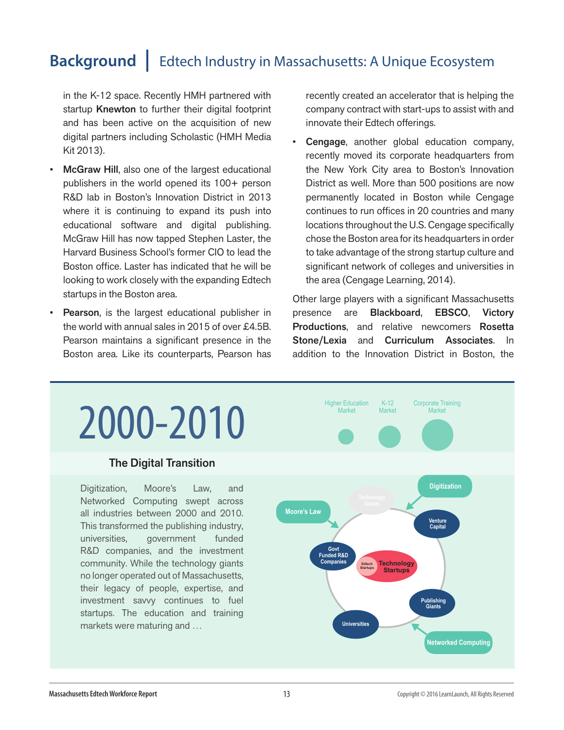## Background | Edtech Industry in Massachusetts: A Unique Ecosystem

in the K-12 space. Recently HMH partnered with startup **Knewton** to further their digital footprint and has been active on the acquisition of new digital partners including Scholastic (HMH Media Kit 2013).

- **McGraw Hill**, also one of the largest educational publishers in the world opened its 100+ person R&D lab in Boston's Innovation District in 2013 where it is continuing to expand its push into educational software and digital publishing. McGraw Hill has now tapped Stephen Laster, the Harvard Business School's former CIO to lead the Boston office. Laster has indicated that he will be looking to work closely with the expanding Edtech startups in the Boston area.
- **Pearson**, is the largest educational publisher in the world with annual sales in 2015 of over £4.5B. Pearson maintains a significant presence in the Boston area. Like its counterparts, Pearson has recently created an accelerator that is helping the company contract with start-ups to assist with and innovate their Edtech offerings.
- **Cengage**, another global education company, recently moved its corporate headquarters from the New York City area to Boston's Innovation District as well. More than 500 positions are now permanently located in Boston while Cengage continues to run offices in 20 countries and many locations throughout the U.S. Cengage specifically chose the Boston area for its headquarters in order to take advantage of the strong startup culture and significant network of colleges and universities in the area (Cengage Learning, 2014).

Other large players with a significant Massachusetts presence are **Blackboard**, **EBSCO**, **Victory Productions**, and relative newcomers **Rosetta Stone/Lexia** and **Curriculum Associates**. In addition to the Innovation District in Boston, the

# 2000-2010

### The Digital Transition

Digitization, Moore's Law, and Networked Computing swept across all industries between 2000 and 2010. This transformed the publishing industry, universities, government funded R&D companies, and the investment community. While the technology giants no longer operated out of Massachusetts, their legacy of people, expertise, and investment savvy continues to fuel startups. The education and training markets were maturing and …

Higher Education Market | K-12 Market | Corporate Training Market

Digitization | Moore's Law | Technology Giants | Venture Capital | Govt Funded R&D Companies | Edtech Startups | Technology Startups | Publishing Giants | Universities | Networked Computing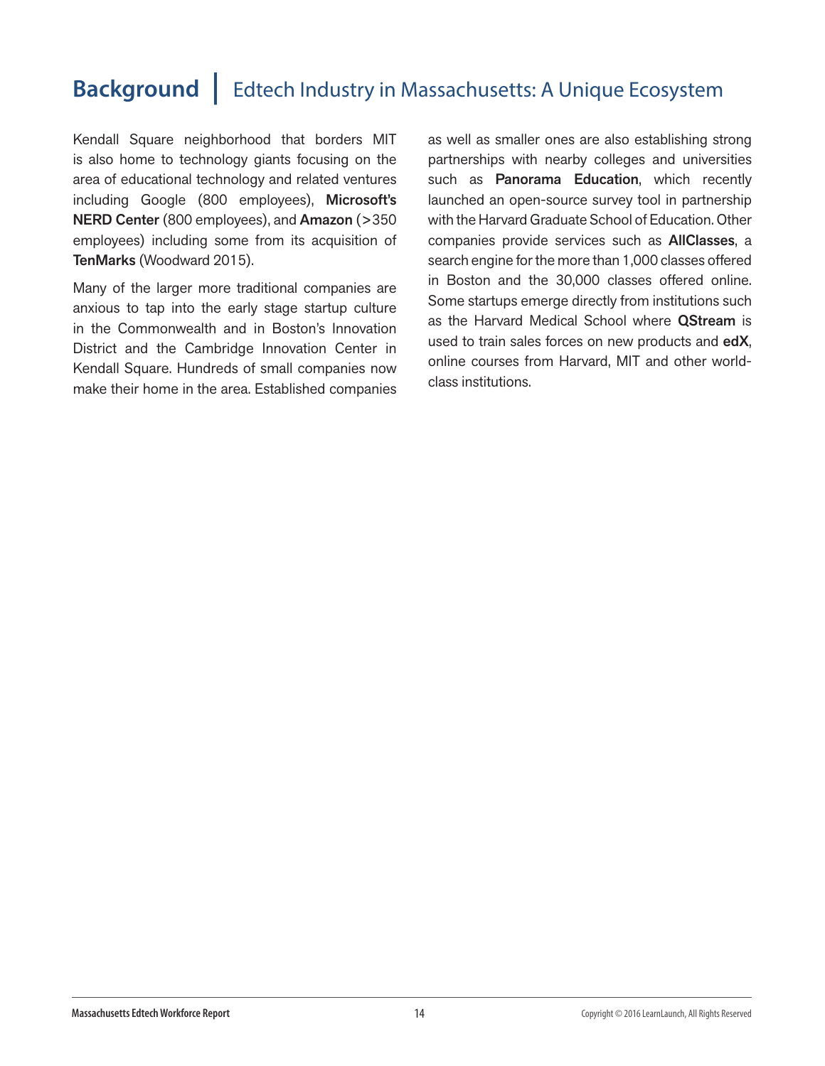# Background | Edtech Industry in Massachusetts: A Unique Ecosystem

Kendall Square neighborhood that borders MIT is also home to technology giants focusing on the area of educational technology and related ventures including Google (800 employees), **Microsoft's NERD Center** (800 employees), and **Amazon** (>350 employees) including some from its acquisition of **TenMarks** (Woodward 2015).

Many of the larger more traditional companies are anxious to tap into the early stage startup culture in the Commonwealth and in Boston's Innovation District and the Cambridge Innovation Center in Kendall Square. Hundreds of small companies now make their home in the area. Established companies as well as smaller ones are also establishing strong partnerships with nearby colleges and universities such as **Panorama Education**, which recently launched an open-source survey tool in partnership with the Harvard Graduate School of Education. Other companies provide services such as **AllClasses**, a search engine for the more than 1,000 classes offered in Boston and the 30,000 classes offered online. Some startups emerge directly from institutions such as the Harvard Medical School where **QStream** is used to train sales forces on new products and **edX**, online courses from Harvard, MIT and other world-class institutions.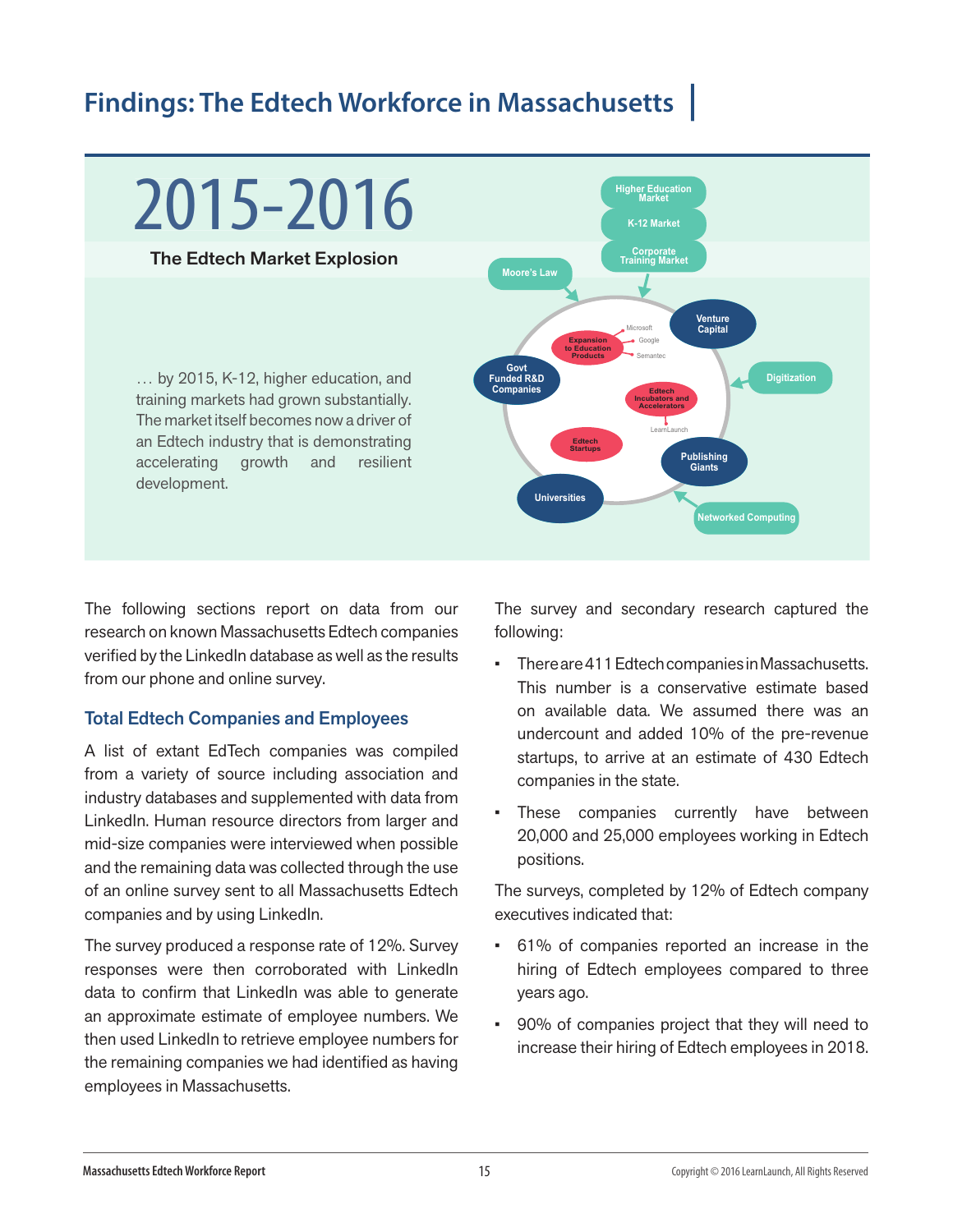# Findings: The Edtech Workforce in Massachusetts

## 2015-2016

### The Edtech Market Explosion

… by 2015, K-12, higher education, and training markets had grown substantially. The market itself becomes now a driver of an Edtech industry that is demonstrating accelerating growth and resilient development.

The following sections report on data from our research on known Massachusetts Edtech companies verified by the LinkedIn database as well as the results from our phone and online survey.

### Total Edtech Companies and Employees

A list of extant EdTech companies was compiled from a variety of source including association and industry databases and supplemented with data from LinkedIn. Human resource directors from larger and mid-size companies were interviewed when possible and the remaining data was collected through the use of an online survey sent to all Massachusetts Edtech companies and by using LinkedIn.

The survey produced a response rate of 12%. Survey responses were then corroborated with LinkedIn data to confirm that LinkedIn was able to generate an approximate estimate of employee numbers. We then used LinkedIn to retrieve employee numbers for the remaining companies we had identified as having employees in Massachusetts.

The survey and secondary research captured the following:

- There are 411 Edtech companies in Massachusetts. This number is a conservative estimate based on available data. We assumed there was an undercount and added 10% of the pre-revenue startups, to arrive at an estimate of 430 Edtech companies in the state.
- These companies currently have between 20,000 and 25,000 employees working in Edtech positions.

The surveys, completed by 12% of Edtech company executives indicated that:

- 61% of companies reported an increase in the hiring of Edtech employees compared to three years ago.
- 90% of companies project that they will need to increase their hiring of Edtech employees in 2018.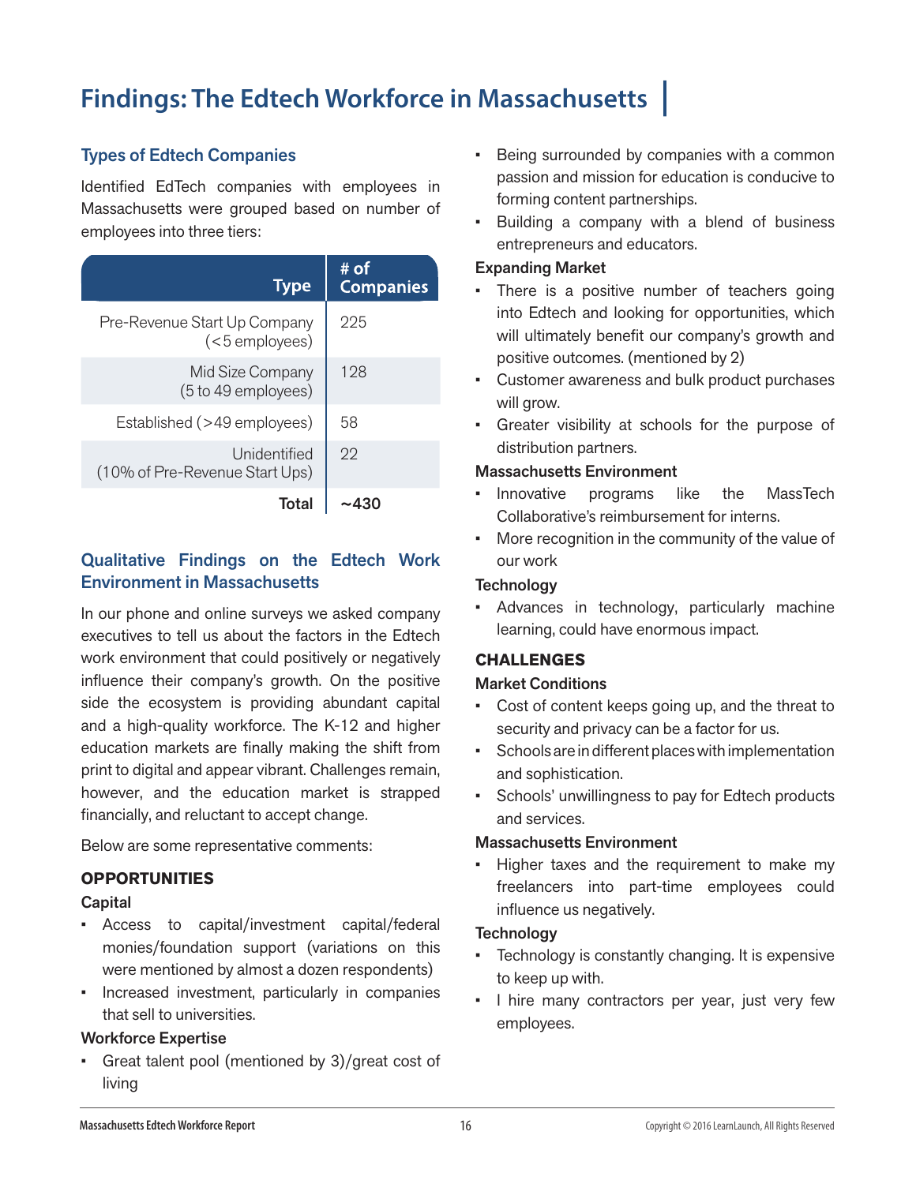# Findings: The Edtech Workforce in Massachusetts

## Types of Edtech Companies

Identified EdTech companies with employees in Massachusetts were grouped based on number of employees into three tiers:

| Type | # of Companies |
|---|---|
| Pre-Revenue Start Up Company (<5 employees) | 225 |
| Mid Size Company (5 to 49 employees) | 128 |
| Established (>49 employees) | 58 |
| Unidentified (10% of Pre-Revenue Start Ups) | 22 |
| **Total** | **~430** |

## Qualitative Findings on the Edtech Work Environment in Massachusetts

In our phone and online surveys we asked company executives to tell us about the factors in the Edtech work environment that could positively or negatively influence their company's growth. On the positive side the ecosystem is providing abundant capital and a high-quality workforce. The K-12 and higher education markets are finally making the shift from print to digital and appear vibrant. Challenges remain, however, and the education market is strapped financially, and reluctant to accept change.

Below are some representative comments:

### OPPORTUNITIES

#### Capital

- Access to capital/investment capital/federal monies/foundation support (variations on this were mentioned by almost a dozen respondents)
- Increased investment, particularly in companies that sell to universities.

#### Workforce Expertise

- Great talent pool (mentioned by 3)/great cost of living
- Being surrounded by companies with a common passion and mission for education is conducive to forming content partnerships.
- Building a company with a blend of business entrepreneurs and educators.

#### Expanding Market

- There is a positive number of teachers going into Edtech and looking for opportunities, which will ultimately benefit our company's growth and positive outcomes. (mentioned by 2)
- Customer awareness and bulk product purchases will grow.
- Greater visibility at schools for the purpose of distribution partners.

#### Massachusetts Environment

- Innovative programs like the MassTech Collaborative's reimbursement for interns.
- More recognition in the community of the value of our work

#### Technology

- Advances in technology, particularly machine learning, could have enormous impact.

### CHALLENGES

#### Market Conditions

- Cost of content keeps going up, and the threat to security and privacy can be a factor for us.
- Schools are in different places with implementation and sophistication.
- Schools' unwillingness to pay for Edtech products and services.

#### Massachusetts Environment

- Higher taxes and the requirement to make my freelancers into part-time employees could influence us negatively.

#### Technology

- Technology is constantly changing. It is expensive to keep up with.
- I hire many contractors per year, just very few employees.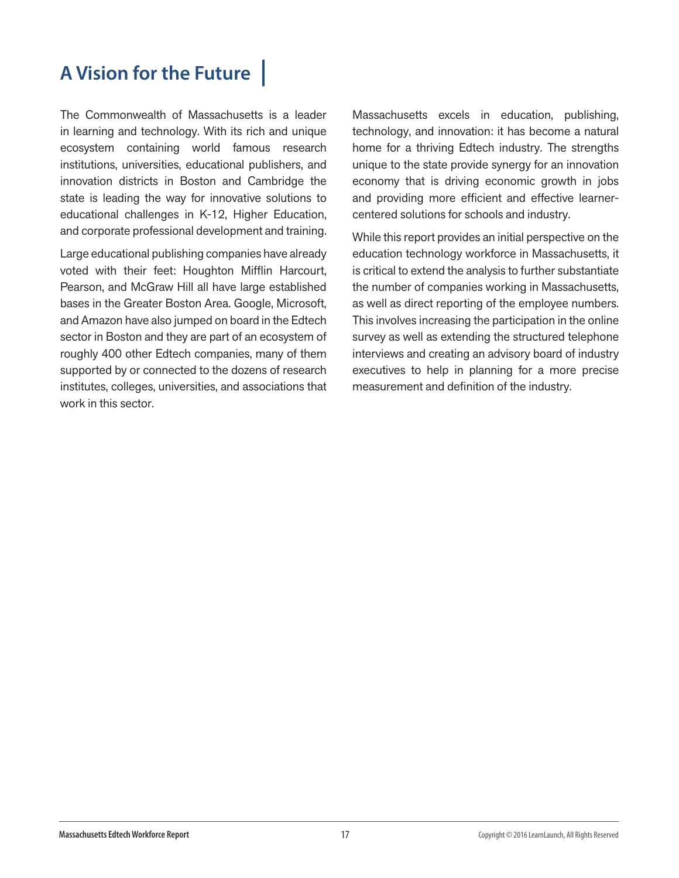## A Vision for the Future

The Commonwealth of Massachusetts is a leader in learning and technology. With its rich and unique ecosystem containing world famous research institutions, universities, educational publishers, and innovation districts in Boston and Cambridge the state is leading the way for innovative solutions to educational challenges in K-12, Higher Education, and corporate professional development and training.

Large educational publishing companies have already voted with their feet: Houghton Mifflin Harcourt, Pearson, and McGraw Hill all have large established bases in the Greater Boston Area. Google, Microsoft, and Amazon have also jumped on board in the Edtech sector in Boston and they are part of an ecosystem of roughly 400 other Edtech companies, many of them supported by or connected to the dozens of research institutes, colleges, universities, and associations that work in this sector.

Massachusetts excels in education, publishing, technology, and innovation: it has become a natural home for a thriving Edtech industry. The strengths unique to the state provide synergy for an innovation economy that is driving economic growth in jobs and providing more efficient and effective learner-centered solutions for schools and industry.

While this report provides an initial perspective on the education technology workforce in Massachusetts, it is critical to extend the analysis to further substantiate the number of companies working in Massachusetts, as well as direct reporting of the employee numbers. This involves increasing the participation in the online survey as well as extending the structured telephone interviews and creating an advisory board of industry executives to help in planning for a more precise measurement and definition of the industry.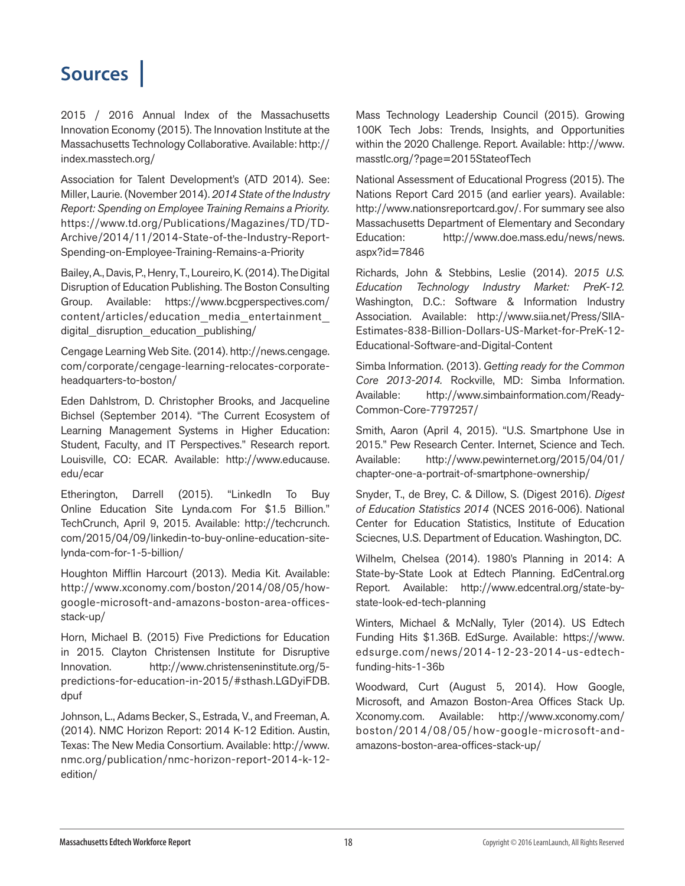# Sources

2015 / 2016 Annual Index of the Massachusetts Innovation Economy (2015). The Innovation Institute at the Massachusetts Technology Collaborative. Available: http://index.masstech.org/

Association for Talent Development's (ATD 2014). See: Miller, Laurie. (November 2014). *2014 State of the Industry Report: Spending on Employee Training Remains a Priority.* https://www.td.org/Publications/Magazines/TD/TD-Archive/2014/11/2014-State-of-the-Industry-Report-Spending-on-Employee-Training-Remains-a-Priority

Bailey, A., Davis, P., Henry, T., Loureiro, K. (2014). The Digital Disruption of Education Publishing. The Boston Consulting Group. Available: https://www.bcgperspectives.com/content/articles/education_media_entertainment_digital_disruption_education_publishing/

Cengage Learning Web Site. (2014). http://news.cengage.com/corporate/cengage-learning-relocates-corporate-headquarters-to-boston/

Eden Dahlstrom, D. Christopher Brooks, and Jacqueline Bichsel (September 2014). "The Current Ecosystem of Learning Management Systems in Higher Education: Student, Faculty, and IT Perspectives." Research report. Louisville, CO: ECAR. Available: http://www.educause.edu/ecar

Etherington, Darrell (2015). "LinkedIn To Buy Online Education Site Lynda.com For $1.5 Billion." TechCrunch, April 9, 2015. Available: http://techcrunch.com/2015/04/09/linkedin-to-buy-online-education-site-lynda-com-for-1-5-billion/

Houghton Mifflin Harcourt (2013). Media Kit. Available: http://www.xconomy.com/boston/2014/08/05/how-google-microsoft-and-amazons-boston-area-offices-stack-up/

Horn, Michael B. (2015) Five Predictions for Education in 2015. Clayton Christensen Institute for Disruptive Innovation. http://www.christenseninstitute.org/5-predictions-for-education-in-2015/#sthash.LGDyiFDB.dpuf

Johnson, L., Adams Becker, S., Estrada, V., and Freeman, A. (2014). NMC Horizon Report: 2014 K-12 Edition. Austin, Texas: The New Media Consortium. Available: http://www.nmc.org/publication/nmc-horizon-report-2014-k-12-edition/

Mass Technology Leadership Council (2015). Growing 100K Tech Jobs: Trends, Insights, and Opportunities within the 2020 Challenge. Report. Available: http://www.masstlc.org/?page=2015StateofTech

National Assessment of Educational Progress (2015). The Nations Report Card 2015 (and earlier years). Available: http://www.nationsreportcard.gov/. For summary see also Massachusetts Department of Elementary and Secondary Education: http://www.doe.mass.edu/news/news.aspx?id=7846

Richards, John & Stebbins, Leslie (2014). *2015 U.S. Education Technology Industry Market: PreK-12.* Washington, D.C.: Software & Information Industry Association. Available: http://www.siia.net/Press/SIIA-Estimates-838-Billion-Dollars-US-Market-for-PreK-12-Educational-Software-and-Digital-Content

Simba Information. (2013). *Getting ready for the Common Core 2013-2014.* Rockville, MD: Simba Information. Available: http://www.simbainformation.com/Ready-Common-Core-7797257/

Smith, Aaron (April 4, 2015). "U.S. Smartphone Use in 2015." Pew Research Center. Internet, Science and Tech. Available: http://www.pewinternet.org/2015/04/01/chapter-one-a-portrait-of-smartphone-ownership/

Snyder, T., de Brey, C. & Dillow, S. (Digest 2016). *Digest of Education Statistics 2014* (NCES 2016-006). National Center for Education Statistics, Institute of Education Sciecnes, U.S. Department of Education. Washington, DC.

Wilhelm, Chelsea (2014). 1980's Planning in 2014: A State-by-State Look at Edtech Planning. EdCentral.org Report. Available: http://www.edcentral.org/state-by-state-look-ed-tech-planning

Winters, Michael & McNally, Tyler (2014). US Edtech Funding Hits $1.36B. EdSurge. Available: https://www.edsurge.com/news/2014-12-23-2014-us-edtech-funding-hits-1-36b

Woodward, Curt (August 5, 2014). How Google, Microsoft, and Amazon Boston-Area Offices Stack Up. Xconomy.com. Available: http://www.xconomy.com/boston/2014/08/05/how-google-microsoft-and-amazons-boston-area-offices-stack-up/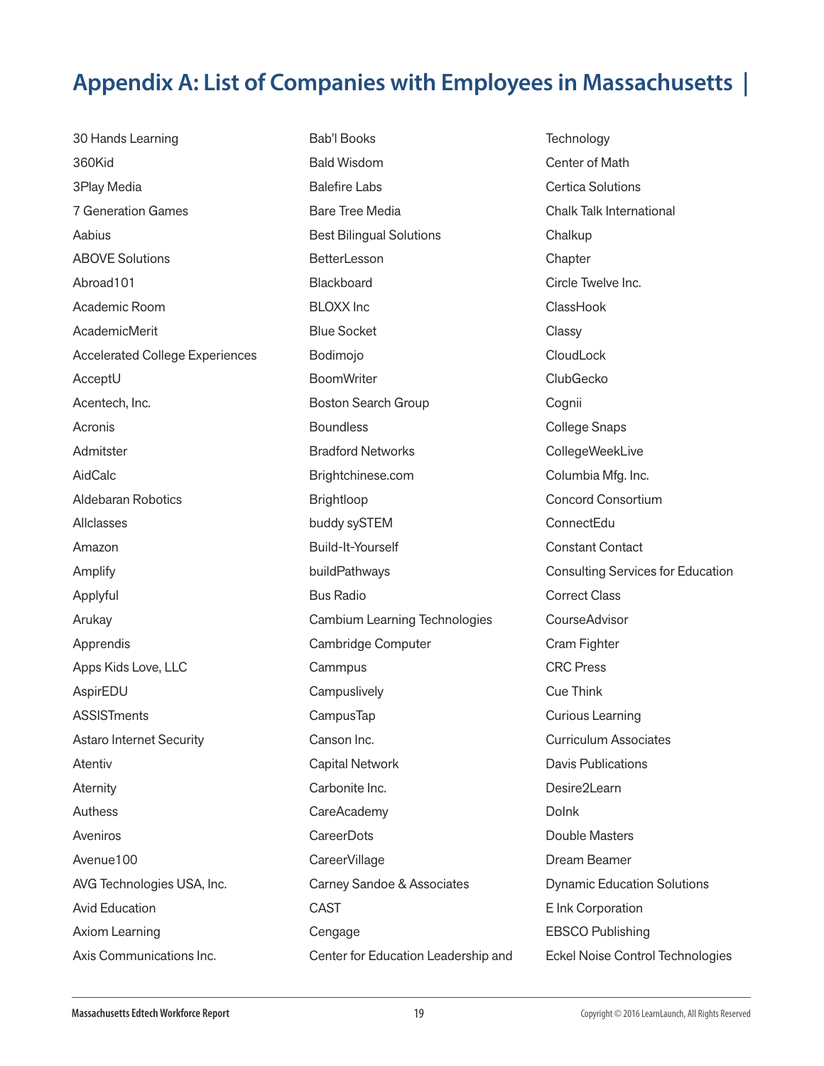# Appendix A: List of Companies with Employees in Massachusetts |

30 Hands Learning
360Kid
3Play Media
7 Generation Games
Aabius
ABOVE Solutions
Abroad101
Academic Room
AcademicMerit
Accelerated College Experiences
AcceptU
Acentech, Inc.
Acronis
Admitster
AidCalc
Aldebaran Robotics
Allclasses
Amazon
Amplify
Applyful
Arukay
Apprendis
Apps Kids Love, LLC
AspirEDU
ASSISTments
Astaro Internet Security
Atentiv
Aternity
Authess
Aveniros
Avenue100
AVG Technologies USA, Inc.
Avid Education
Axiom Learning
Axis Communications Inc.
Bab'l Books
Bald Wisdom
Balefire Labs
Bare Tree Media
Best Bilingual Solutions
BetterLesson
Blackboard
BLOXX Inc
Blue Socket
Bodimojo
BoomWriter
Boston Search Group
Boundless
Bradford Networks
Brightchinese.com
Brightloop
buddy sySTEM
Build-It-Yourself
buildPathways
Bus Radio
Cambium Learning Technologies
Cambridge Computer
Cammpus
Campuslively
CampusTap
Canson Inc.
Capital Network
Carbonite Inc.
CareAcademy
CareerDots
CareerVillage
Carney Sandoe & Associates
CAST
Cengage
Center for Education Leadership and Technology
Center of Math
Certica Solutions
Chalk Talk International
Chalkup
Chapter
Circle Twelve Inc.
ClassHook
Classy
CloudLock
ClubGecko
Cognii
College Snaps
CollegeWeekLive
Columbia Mfg. Inc.
Concord Consortium
ConnectEdu
Constant Contact
Consulting Services for Education
Correct Class
CourseAdvisor
Cram Fighter
CRC Press
Cue Think
Curious Learning
Curriculum Associates
Davis Publications
Desire2Learn
DoInk
Double Masters
Dream Beamer
Dynamic Education Solutions
E Ink Corporation
EBSCO Publishing
Eckel Noise Control Technologies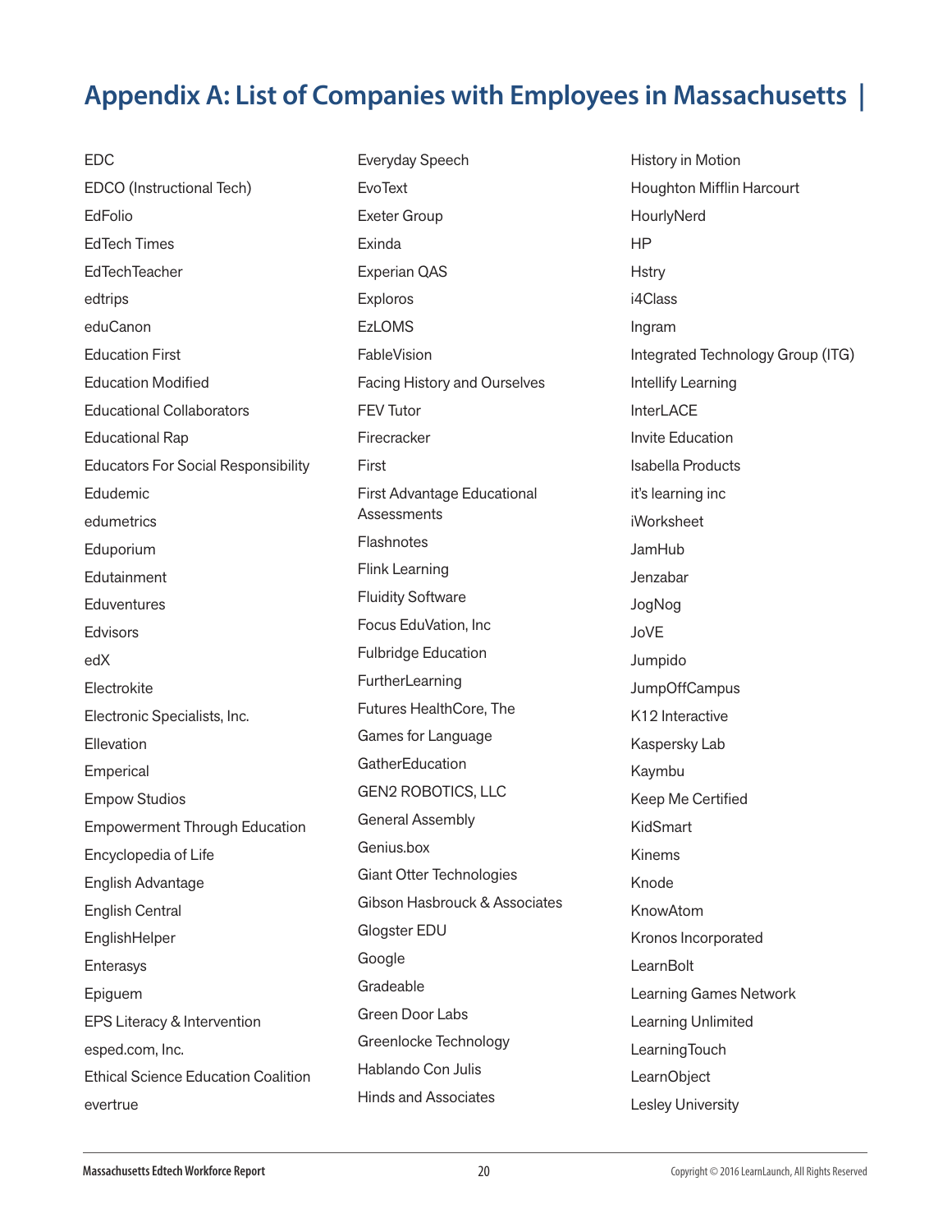# Appendix A: List of Companies with Employees in Massachusetts |

EDC
EDCO (Instructional Tech)
EdFolio
EdTech Times
EdTechTeacher
edtrips
eduCanon
Education First
Education Modified
Educational Collaborators
Educational Rap
Educators For Social Responsibility
Edudemic
edumetrics
Eduporium
Edutainment
Eduventures
Edvisors
edX
Electrokite
Electronic Specialists, Inc.
Ellevation
Emperical
Empow Studios
Empowerment Through Education
Encyclopedia of Life
English Advantage
English Central
EnglishHelper
Enterasys
Epiguem
EPS Literacy & Intervention
esped.com, Inc.
Ethical Science Education Coalition
evertrue
Everyday Speech
EvoText
Exeter Group
Exinda
Experian QAS
Exploros
EzLOMS
FableVision
Facing History and Ourselves
FEV Tutor
Firecracker
First
First Advantage Educational Assessments
Flashnotes
Flink Learning
Fluidity Software
Focus EduVation, Inc
Fulbridge Education
FurtherLearning
Futures HealthCore, The
Games for Language
GatherEducation
GEN2 ROBOTICS, LLC
General Assembly
Genius.box
Giant Otter Technologies
Gibson Hasbrouck & Associates
Glogster EDU
Google
Gradeable
Green Door Labs
Greenlocke Technology
Hablando Con Julis
Hinds and Associates
History in Motion
Houghton Mifflin Harcourt
HourlyNerd
HP
Hstry
i4Class
Ingram
Integrated Technology Group (ITG)
Intellify Learning
InterLACE
Invite Education
Isabella Products
it's learning inc
iWorksheet
JamHub
Jenzabar
JogNog
JoVE
Jumpido
JumpOffCampus
K12 Interactive
Kaspersky Lab
Kaymbu
Keep Me Certified
KidSmart
Kinems
Knode
KnowAtom
Kronos Incorporated
LearnBolt
Learning Games Network
Learning Unlimited
LearningTouch
LearnObject
Lesley University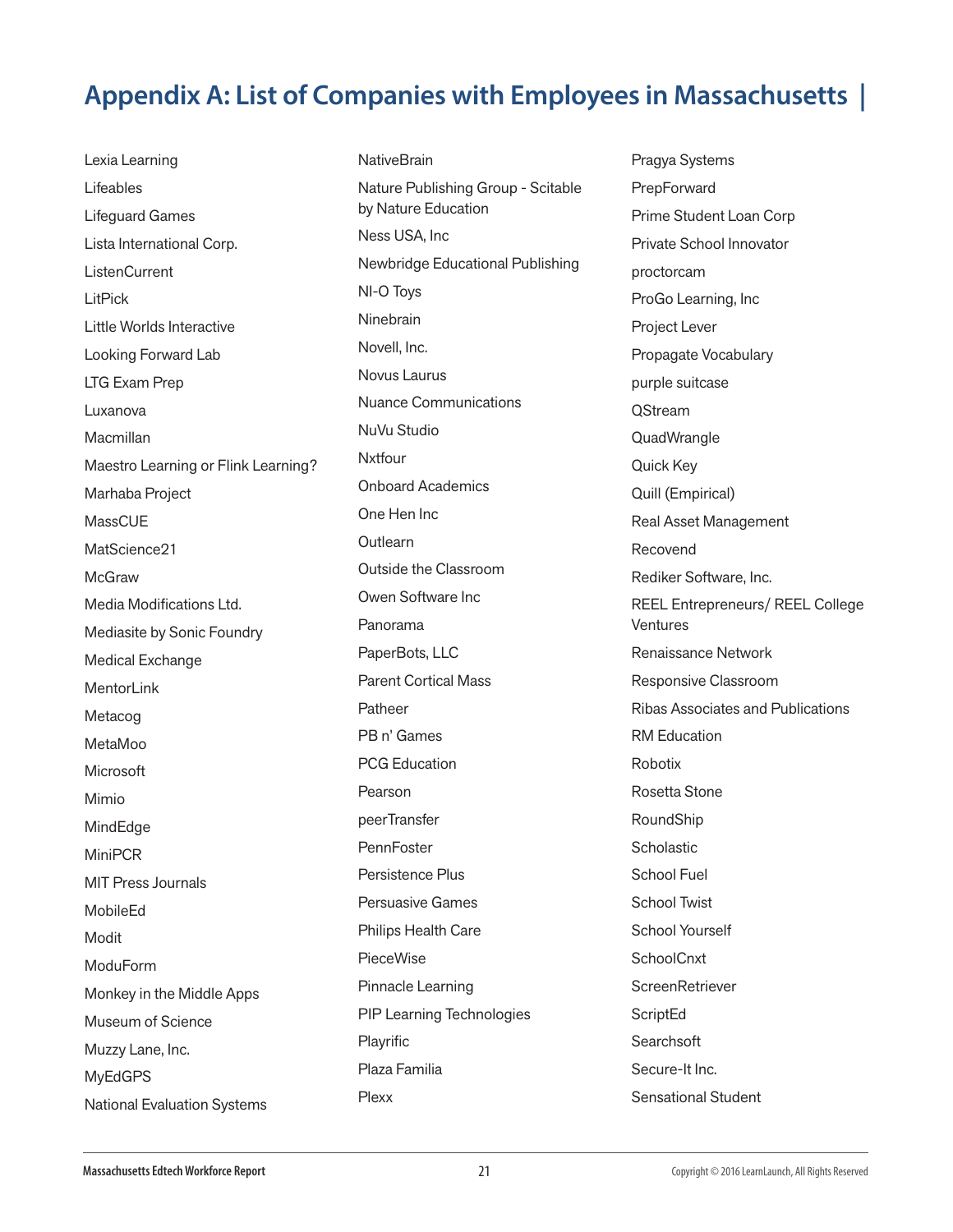## Appendix A: List of Companies with Employees in Massachusetts |

Lexia Learning
Lifeables
Lifeguard Games
Lista International Corp.
ListenCurrent
LitPick
Little Worlds Interactive
Looking Forward Lab
LTG Exam Prep
Luxanova
Macmillan
Maestro Learning or Flink Learning?
Marhaba Project
MassCUE
MatScience21
McGraw
Media Modifications Ltd.
Mediasite by Sonic Foundry
Medical Exchange
MentorLink
Metacog
MetaMoo
Microsoft
Mimio
MindEdge
MiniPCR
MIT Press Journals
MobileEd
Modit
ModuForm
Monkey in the Middle Apps
Museum of Science
Muzzy Lane, Inc.
MyEdGPS
National Evaluation Systems
NativeBrain
Nature Publishing Group - Scitable by Nature Education
Ness USA, Inc
Newbridge Educational Publishing
NI-O Toys
Ninebrain
Novell, Inc.
Novus Laurus
Nuance Communications
NuVu Studio
Nxtfour
Onboard Academics
One Hen Inc
Outlearn
Outside the Classroom
Owen Software Inc
Panorama
PaperBots, LLC
Parent Cortical Mass
Patheer
PB n' Games
PCG Education
Pearson
peerTransfer
PennFoster
Persistence Plus
Persuasive Games
Philips Health Care
PieceWise
Pinnacle Learning
PIP Learning Technologies
Playrific
Plaza Familia
Plexx
Pragya Systems
PrepForward
Prime Student Loan Corp
Private School Innovator
proctorcam
ProGo Learning, Inc
Project Lever
Propagate Vocabulary
purple suitcase
QStream
QuadWrangle
Quick Key
Quill (Empirical)
Real Asset Management
Recovend
Rediker Software, Inc.
REEL Entrepreneurs/ REEL College Ventures
Renaissance Network
Responsive Classroom
Ribas Associates and Publications
RM Education
Robotix
Rosetta Stone
RoundShip
Scholastic
School Fuel
School Twist
School Yourself
SchoolCnxt
ScreenRetriever
ScriptEd
Searchsoft
Secure-It Inc.
Sensational Student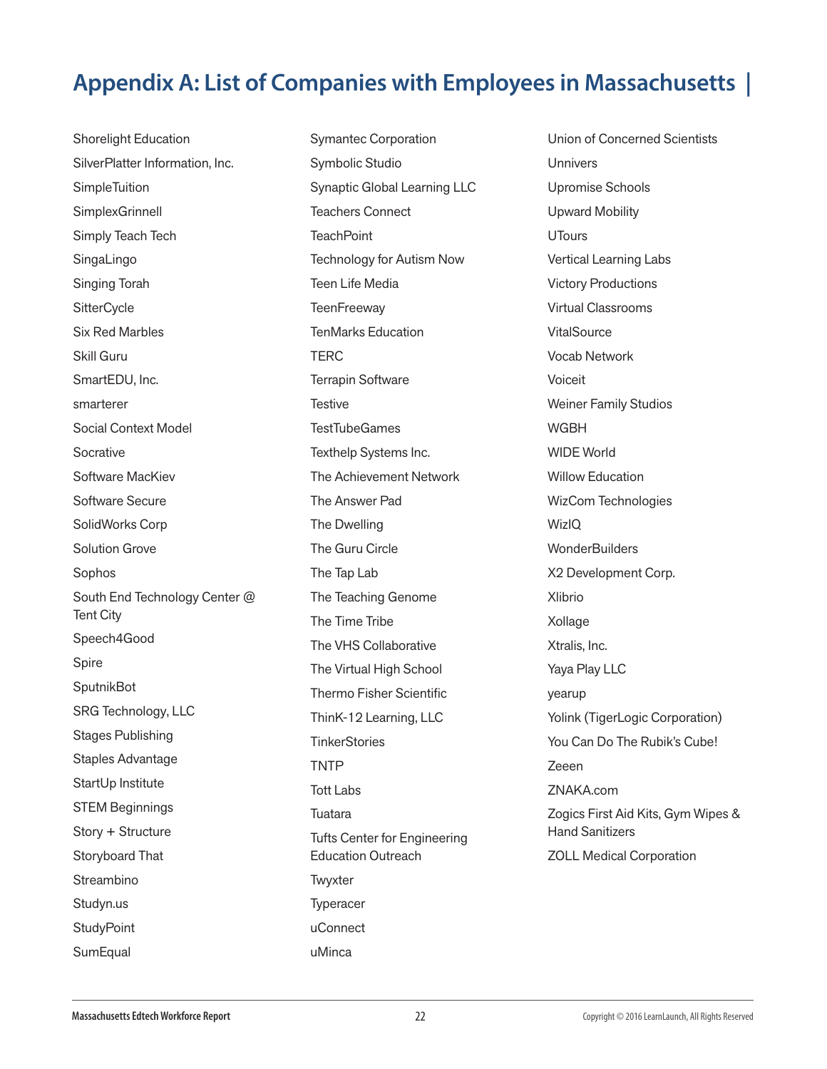# Appendix A: List of Companies with Employees in Massachusetts |

Shorelight Education
SilverPlatter Information, Inc.
SimpleTuition
SimplexGrinnell
Simply Teach Tech
SingaLingo
Singing Torah
SitterCycle
Six Red Marbles
Skill Guru
SmartEDU, Inc.
smarterer
Social Context Model
Socrative
Software MacKiev
Software Secure
SolidWorks Corp
Solution Grove
Sophos
South End Technology Center @ Tent City
Speech4Good
Spire
SputnikBot
SRG Technology, LLC
Stages Publishing
Staples Advantage
StartUp Institute
STEM Beginnings
Story + Structure
Storyboard That
Streambino
Studyn.us
StudyPoint
SumEqual
Symantec Corporation
Symbolic Studio
Synaptic Global Learning LLC
Teachers Connect
TeachPoint
Technology for Autism Now
Teen Life Media
TeenFreeway
TenMarks Education
TERC
Terrapin Software
Testive
TestTubeGames
Texthelp Systems Inc.
The Achievement Network
The Answer Pad
The Dwelling
The Guru Circle
The Tap Lab
The Teaching Genome
The Time Tribe
The VHS Collaborative
The Virtual High School
Thermo Fisher Scientific
ThinK-12 Learning, LLC
TinkerStories
TNTP
Tott Labs
Tuatara
Tufts Center for Engineering Education Outreach
Twyxter
Typeracer
uConnect
uMinca
Union of Concerned Scientists
Unnivers
Upromise Schools
Upward Mobility
UTours
Vertical Learning Labs
Victory Productions
Virtual Classrooms
VitalSource
Vocab Network
Voiceit
Weiner Family Studios
WGBH
WIDE World
Willow Education
WizCom Technologies
WizIQ
WonderBuilders
X2 Development Corp.
Xlibrio
Xollage
Xtralis, Inc.
Yaya Play LLC
yearup
Yolink (TigerLogic Corporation)
You Can Do The Rubik's Cube!
Zeeen
ZNAKA.com
Zogics First Aid Kits, Gym Wipes & Hand Sanitizers
ZOLL Medical Corporation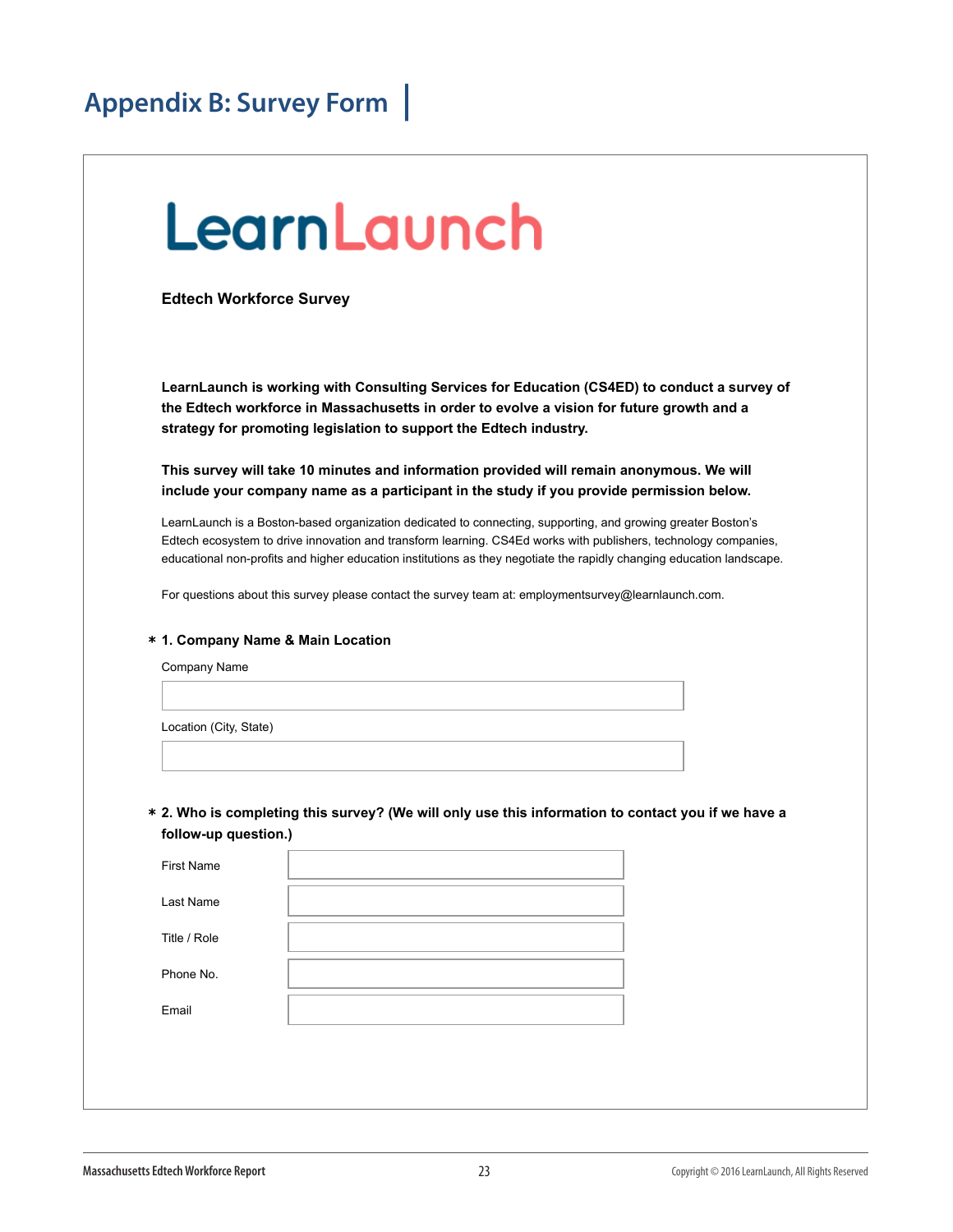# Appendix B: Survey Form

LearnLaunch

**Edtech Workforce Survey**

**LearnLaunch is working with Consulting Services for Education (CS4ED) to conduct a survey of the Edtech workforce in Massachusetts in order to evolve a vision for future growth and a strategy for promoting legislation to support the Edtech industry.**

**This survey will take 10 minutes and information provided will remain anonymous. We will include your company name as a participant in the study if you provide permission below.**

LearnLaunch is a Boston-based organization dedicated to connecting, supporting, and growing greater Boston's Edtech ecosystem to drive innovation and transform learning. CS4Ed works with publishers, technology companies, educational non-profits and higher education institutions as they negotiate the rapidly changing education landscape.

For questions about this survey please contact the survey team at: employmentsurvey@learnlaunch.com.

**\* 1. Company Name & Main Location**

Company Name

Location (City, State)

**\* 2. Who is completing this survey? (We will only use this information to contact you if we have a follow-up question.)**

First Name

Last Name

Title / Role

Phone No.

Email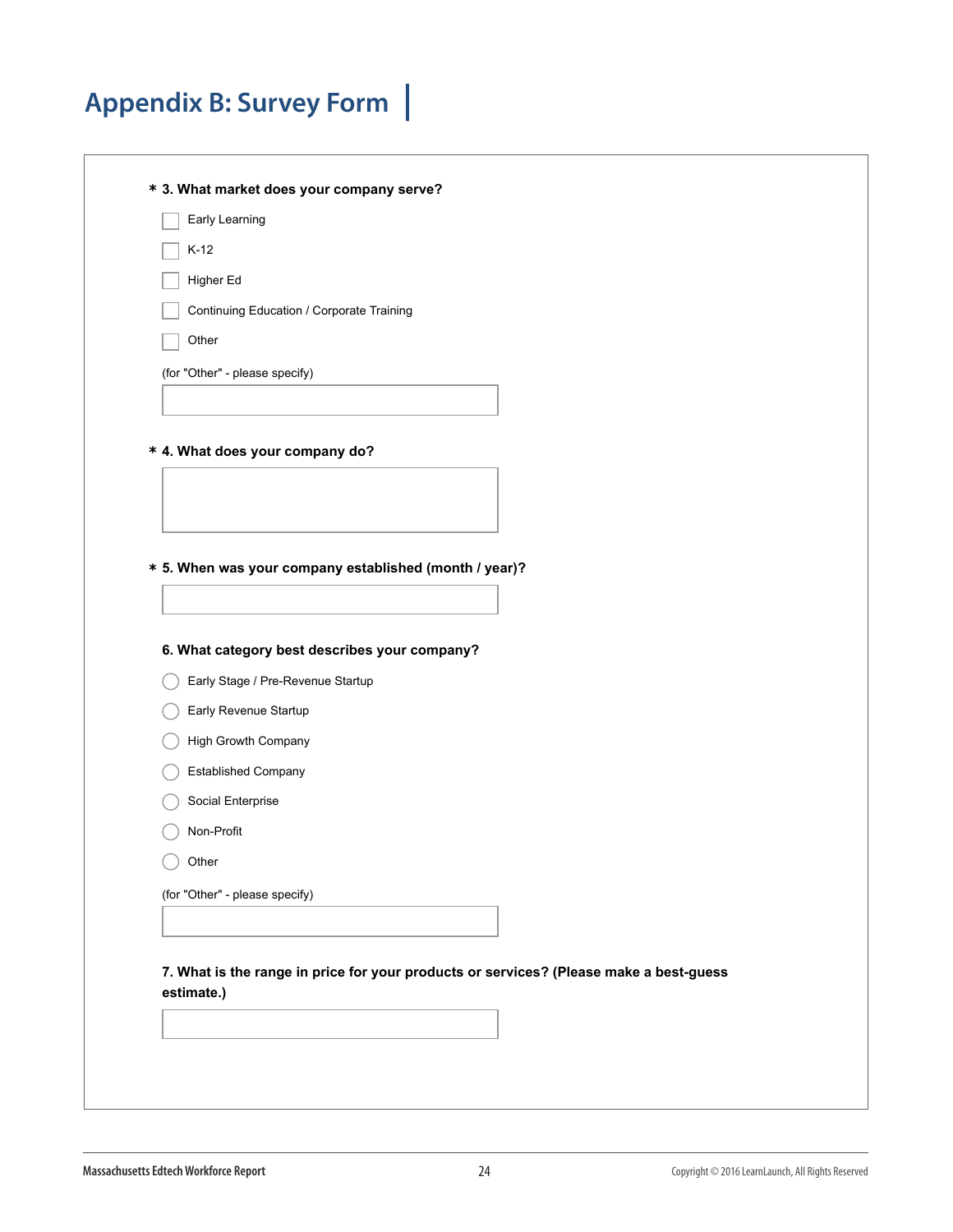# Appendix B: Survey Form

**\* 3. What market does your company serve?**

- [ ] Early Learning
- [ ] K-12
- [ ] Higher Ed
- [ ] Continuing Education / Corporate Training
- [ ] Other

(for "Other" - please specify)

\_\_\_\_\_\_\_\_\_\_\_\_\_\_\_\_\_\_\_\_

**\* 4. What does your company do?**

\_\_\_\_\_\_\_\_\_\_\_\_\_\_\_\_\_\_\_\_

**\* 5. When was your company established (month / year)?**

\_\_\_\_\_\_\_\_\_\_\_\_\_\_\_\_\_\_\_\_

**6. What category best describes your company?**

- ○ Early Stage / Pre-Revenue Startup
- ○ Early Revenue Startup
- ○ High Growth Company
- ○ Established Company
- ○ Social Enterprise
- ○ Non-Profit
- ○ Other

(for "Other" - please specify)

\_\_\_\_\_\_\_\_\_\_\_\_\_\_\_\_\_\_\_\_

**7. What is the range in price for your products or services? (Please make a best-guess estimate.)**

\_\_\_\_\_\_\_\_\_\_\_\_\_\_\_\_\_\_\_\_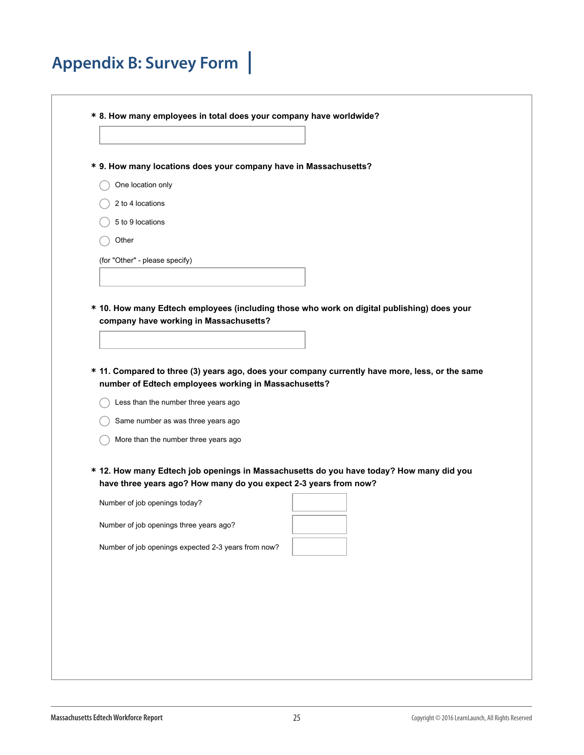# Appendix B: Survey Form

**\* 8. How many employees in total does your company have worldwide?**

\_\_\_\_\_\_\_\_\_\_\_\_\_\_\_\_\_\_\_\_

**\* 9. How many locations does your company have in Massachusetts?**

- ◯ One location only
- ◯ 2 to 4 locations
- ◯ 5 to 9 locations
- ◯ Other

(for "Other" - please specify)

\_\_\_\_\_\_\_\_\_\_\_\_\_\_\_\_\_\_\_\_

**\* 10. How many Edtech employees (including those who work on digital publishing) does your company have working in Massachusetts?**

\_\_\_\_\_\_\_\_\_\_\_\_\_\_\_\_\_\_\_\_

**\* 11. Compared to three (3) years ago, does your company currently have more, less, or the same number of Edtech employees working in Massachusetts?**

- ◯ Less than the number three years ago
- ◯ Same number as was three years ago
- ◯ More than the number three years ago

**\* 12. How many Edtech job openings in Massachusetts do you have today? How many did you have three years ago? How many do you expect 2-3 years from now?**

Number of job openings today? \_\_\_\_\_\_\_\_\_\_

Number of job openings three years ago? \_\_\_\_\_\_\_\_\_\_

Number of job openings expected 2-3 years from now? \_\_\_\_\_\_\_\_\_\_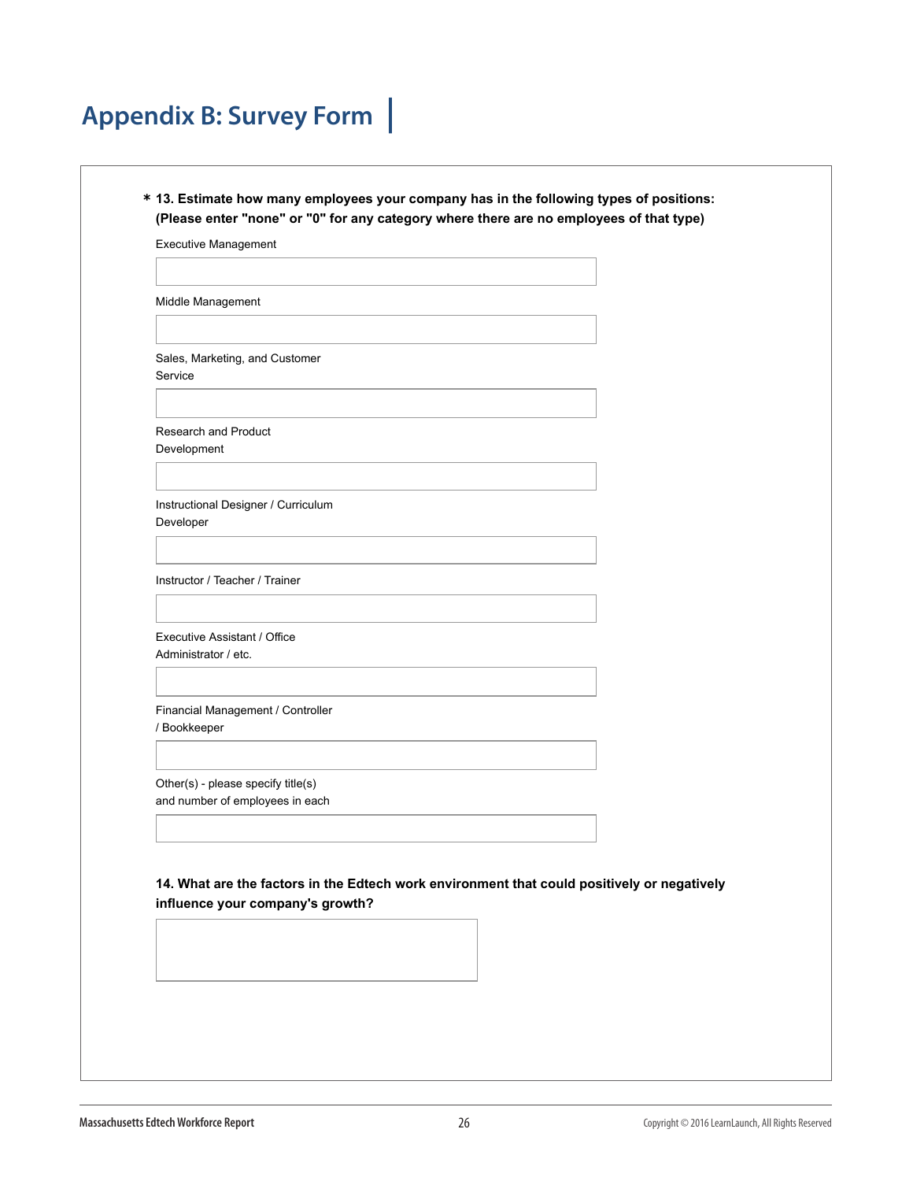# Appendix B: Survey Form

**\* 13. Estimate how many employees your company has in the following types of positions: (Please enter "none" or "0" for any category where there are no employees of that type)**

Executive Management

Middle Management

Sales, Marketing, and Customer Service

Research and Product Development

Instructional Designer / Curriculum Developer

Instructor / Teacher / Trainer

Executive Assistant / Office Administrator / etc.

Financial Management / Controller / Bookkeeper

Other(s) - please specify title(s) and number of employees in each

**14. What are the factors in the Edtech work environment that could positively or negatively influence your company's growth?**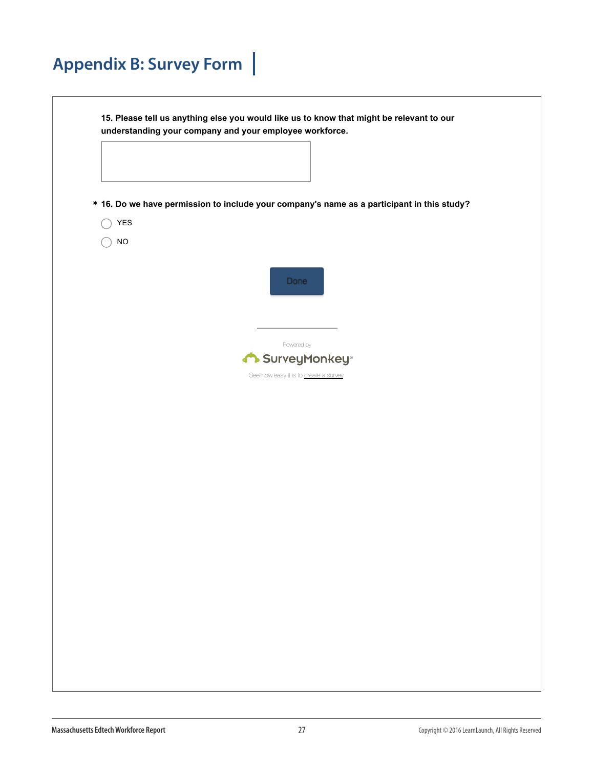# Appendix B: Survey Form

**15. Please tell us anything else you would like us to know that might be relevant to our understanding your company and your employee workforce.**

\* **16. Do we have permission to include your company's name as a participant in this study?**

- ◯ YES
- ◯ NO

Done

Powered by

SurveyMonkey®

See how easy it is to create a survey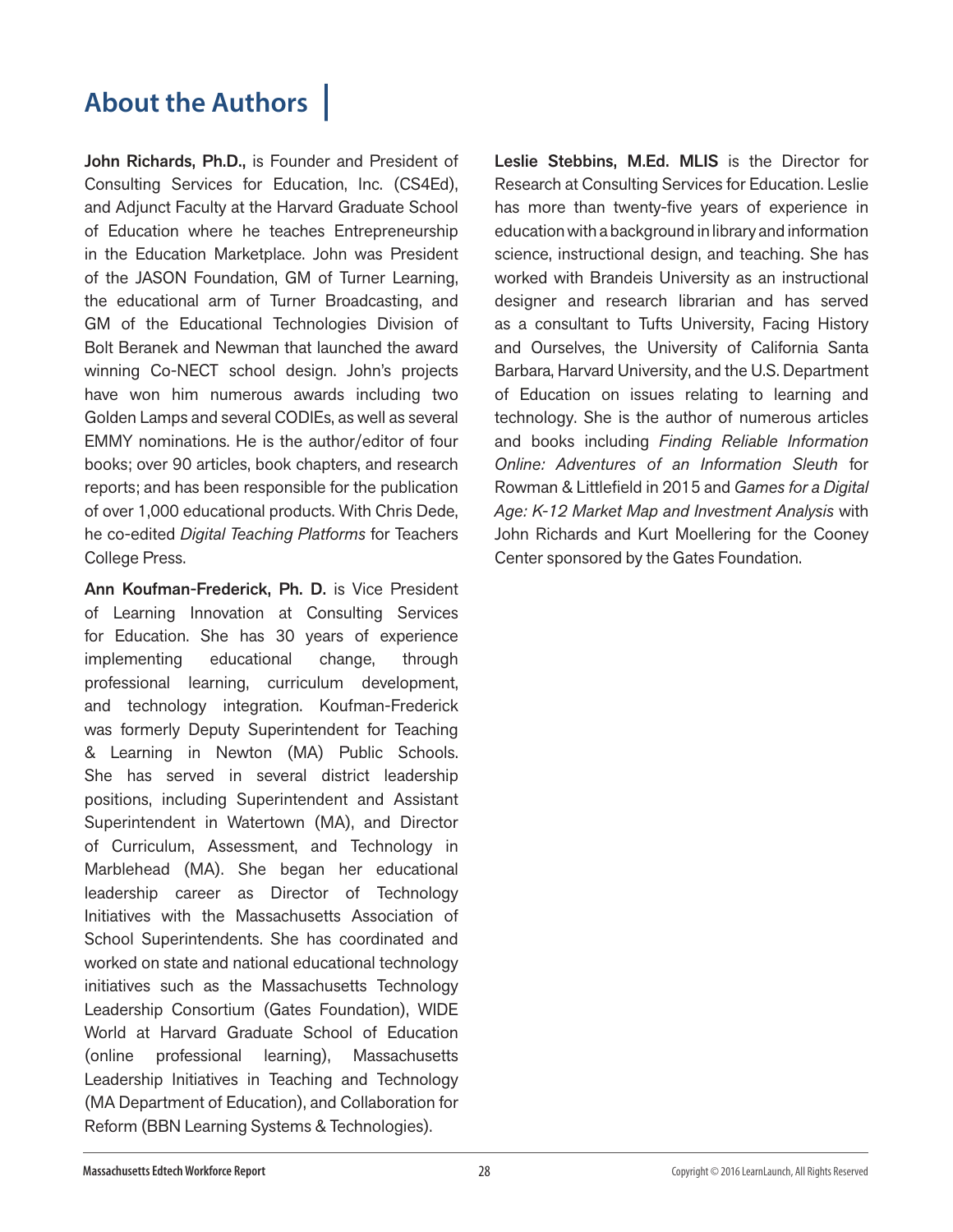## About the Authors

**John Richards, Ph.D.,** is Founder and President of Consulting Services for Education, Inc. (CS4Ed), and Adjunct Faculty at the Harvard Graduate School of Education where he teaches Entrepreneurship in the Education Marketplace. John was President of the JASON Foundation, GM of Turner Learning, the educational arm of Turner Broadcasting, and GM of the Educational Technologies Division of Bolt Beranek and Newman that launched the award winning Co-NECT school design. John's projects have won him numerous awards including two Golden Lamps and several CODIEs, as well as several EMMY nominations. He is the author/editor of four books; over 90 articles, book chapters, and research reports; and has been responsible for the publication of over 1,000 educational products. With Chris Dede, he co-edited *Digital Teaching Platforms* for Teachers College Press.

**Ann Koufman-Frederick, Ph. D.** is Vice President of Learning Innovation at Consulting Services for Education. She has 30 years of experience implementing educational change, through professional learning, curriculum development, and technology integration. Koufman-Frederick was formerly Deputy Superintendent for Teaching & Learning in Newton (MA) Public Schools. She has served in several district leadership positions, including Superintendent and Assistant Superintendent in Watertown (MA), and Director of Curriculum, Assessment, and Technology in Marblehead (MA). She began her educational leadership career as Director of Technology Initiatives with the Massachusetts Association of School Superintendents. She has coordinated and worked on state and national educational technology initiatives such as the Massachusetts Technology Leadership Consortium (Gates Foundation), WIDE World at Harvard Graduate School of Education (online professional learning), Massachusetts Leadership Initiatives in Teaching and Technology (MA Department of Education), and Collaboration for Reform (BBN Learning Systems & Technologies).

**Leslie Stebbins, M.Ed. MLIS** is the Director for Research at Consulting Services for Education. Leslie has more than twenty-five years of experience in education with a background in library and information science, instructional design, and teaching. She has worked with Brandeis University as an instructional designer and research librarian and has served as a consultant to Tufts University, Facing History and Ourselves, the University of California Santa Barbara, Harvard University, and the U.S. Department of Education on issues relating to learning and technology. She is the author of numerous articles and books including *Finding Reliable Information Online: Adventures of an Information Sleuth* for Rowman & Littlefield in 2015 and *Games for a Digital Age: K-12 Market Map and Investment Analysis* with John Richards and Kurt Moellering for the Cooney Center sponsored by the Gates Foundation.